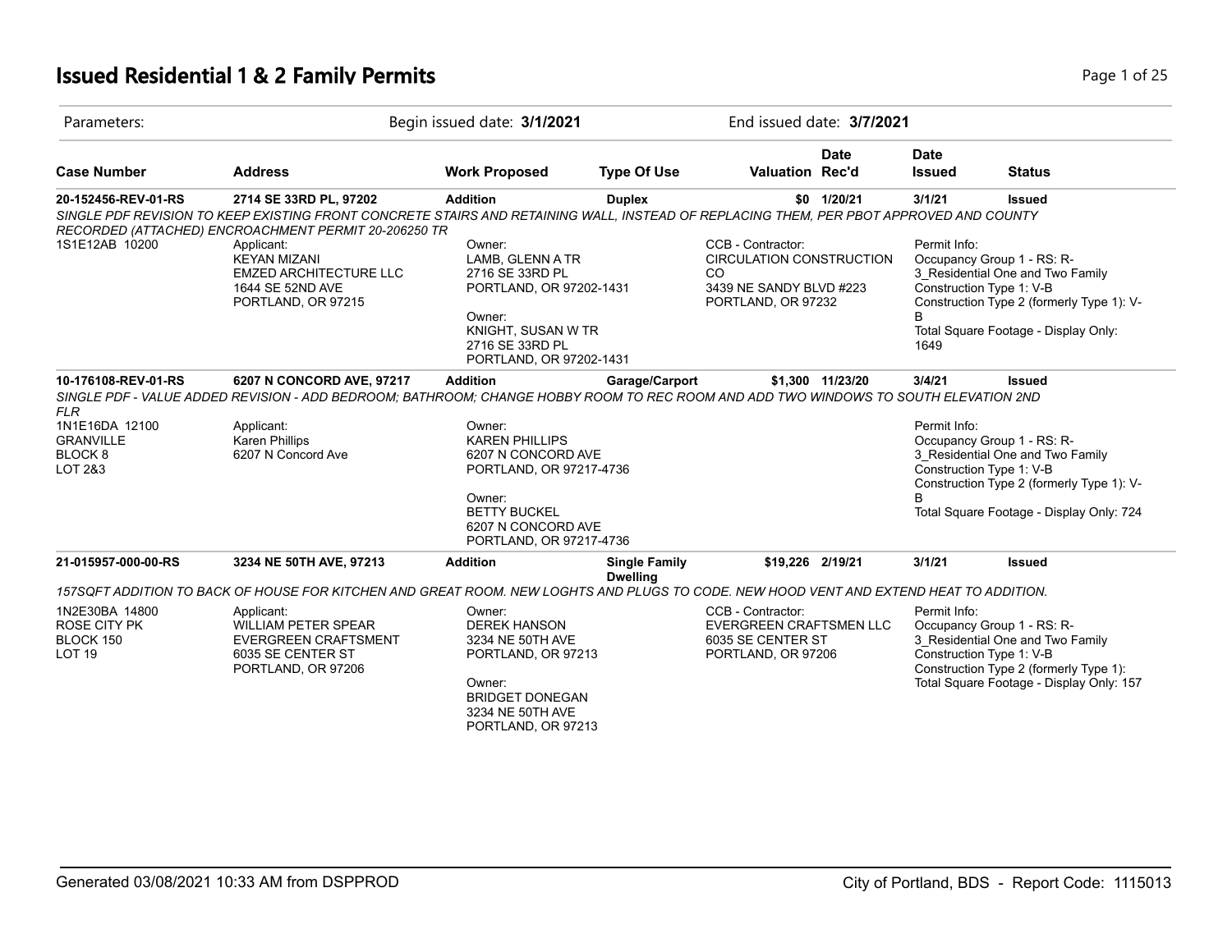# Issued Residential 1 & 2 Family Permits

| Parameters: | Begin issued date: **3/1/2021** | End issued date: **3/7/2021** |
|---|---|---|

| Case Number | Address | Work Proposed | Type Of Use | Valuation | Date Rec'd | Date Issued | Status |
|---|---|---|---|---|---|---|---|
| **20-152456-REV-01-RS** | **2714 SE 33RD PL, 97202** | **Addition** | **Duplex** | **$0** | **1/20/21** | **3/1/21** | **Issued** |

*SINGLE PDF REVISION TO KEEP EXISTING FRONT CONCRETE STAIRS AND RETAINING WALL, INSTEAD OF REPLACING THEM, PER PBOT APPROVED AND COUNTY RECORDED (ATTACHED) ENCROACHMENT PERMIT 20-206250 TR*

1S1E12AB 10200

Applicant:
KEYAN MIZANI
EMZED ARCHITECTURE LLC
1644 SE 52ND AVE
PORTLAND, OR 97215

Owner:
LAMB, GLENN A TR
2716 SE 33RD PL
PORTLAND, OR 97202-1431

Owner:
KNIGHT, SUSAN W TR
2716 SE 33RD PL
PORTLAND, OR 97202-1431

CCB - Contractor:
CIRCULATION CONSTRUCTION CO
3439 NE SANDY BLVD #223
PORTLAND, OR 97232

Permit Info:
Occupancy Group 1 - RS: R-3_Residential One and Two Family
Construction Type 1: V-B
Construction Type 2 (formerly Type 1): V-B
Total Square Footage - Display Only: 1649

| Case Number | Address | Work Proposed | Type Of Use | Valuation | Date Rec'd | Date Issued | Status |
|---|---|---|---|---|---|---|---|
| **10-176108-REV-01-RS** | **6207 N CONCORD AVE, 97217** | **Addition** | **Garage/Carport** | **$1,300** | **11/23/20** | **3/4/21** | **Issued** |

*SINGLE PDF - VALUE ADDED REVISION - ADD BEDROOM; BATHROOM; CHANGE HOBBY ROOM TO REC ROOM AND ADD TWO WINDOWS TO SOUTH ELEVATION 2ND FLR*

1N1E16DA 12100
GRANVILLE
BLOCK 8
LOT 2&3

Applicant:
Karen Phillips
6207 N Concord Ave

Owner:
KAREN PHILLIPS
6207 N CONCORD AVE
PORTLAND, OR 97217-4736

Owner:
BETTY BUCKEL
6207 N CONCORD AVE
PORTLAND, OR 97217-4736

Permit Info:
Occupancy Group 1 - RS: R-3_Residential One and Two Family
Construction Type 1: V-B
Construction Type 2 (formerly Type 1): V-B
Total Square Footage - Display Only: 724

| Case Number | Address | Work Proposed | Type Of Use | Valuation | Date Rec'd | Date Issued | Status |
|---|---|---|---|---|---|---|---|
| **21-015957-000-00-RS** | **3234 NE 50TH AVE, 97213** | **Addition** | **Single Family Dwelling** | **$19,226** | **2/19/21** | **3/1/21** | **Issued** |

*157SQFT ADDITION TO BACK OF HOUSE FOR KITCHEN AND GREAT ROOM. NEW LOGHTS AND PLUGS TO CODE. NEW HOOD VENT AND EXTEND HEAT TO ADDITION.*

1N2E30BA 14800
ROSE CITY PK
BLOCK 150
LOT 19

Applicant:
WILLIAM PETER SPEAR
EVERGREEN CRAFTSMENT
6035 SE CENTER ST
PORTLAND, OR 97206

Owner:
DEREK HANSON
3234 NE 50TH AVE
PORTLAND, OR 97213

Owner:
BRIDGET DONEGAN
3234 NE 50TH AVE
PORTLAND, OR 97213

CCB - Contractor:
EVERGREEN CRAFTSMEN LLC
6035 SE CENTER ST
PORTLAND, OR 97206

Permit Info:
Occupancy Group 1 - RS: R-3_Residential One and Two Family
Construction Type 1: V-B
Construction Type 2 (formerly Type 1):
Total Square Footage - Display Only: 157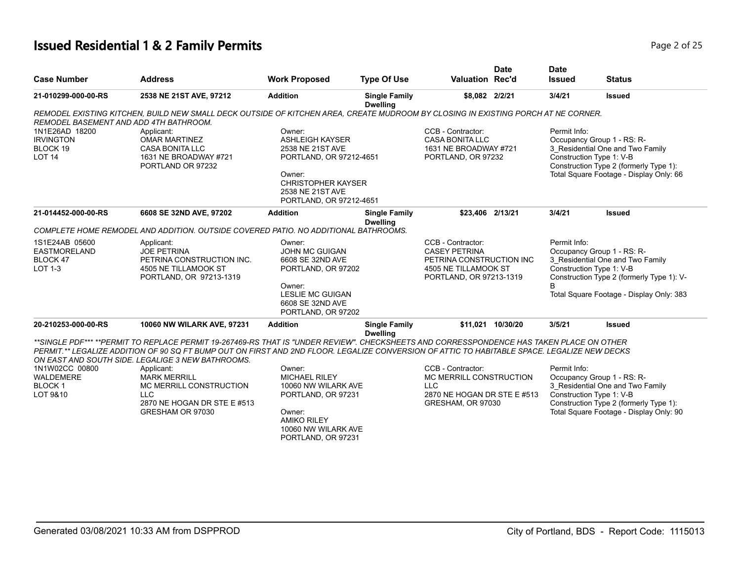# Issued Residential 1 & 2 Family Permits

| Case Number | Address | Work Proposed | Type Of Use | Valuation | Date Rec'd | Date Issued | Status |
|---|---|---|---|---|---|---|---|
| **21-010299-000-00-RS** | **2538 NE 21ST AVE, 97212** | **Addition** | **Single Family Dwelling** | **$8,082** | **2/2/21** | **3/4/21** | **Issued** |

*REMODEL EXISTING KITCHEN, BUILD NEW SMALL DECK OUTSIDE OF KITCHEN AREA, CREATE MUDROOM BY CLOSING IN EXISTING PORCH AT NE CORNER. REMODEL BASEMENT AND ADD 4TH BATHROOM.*

1N1E26AD 18200
IRVINGTON
BLOCK 19
LOT 14

Applicant:
OMAR MARTINEZ
CASA BONITA LLC
1631 NE BROADWAY #721
PORTLAND OR 97232

Owner:
ASHLEIGH KAYSER
2538 NE 21ST AVE
PORTLAND, OR 97212-4651

Owner:
CHRISTOPHER KAYSER
2538 NE 21ST AVE
PORTLAND, OR 97212-4651

CCB - Contractor:
CASA BONITA LLC
1631 NE BROADWAY #721
PORTLAND, OR 97232

Permit Info:
Occupancy Group 1 - RS: R-3_Residential One and Two Family
Construction Type 1: V-B
Construction Type 2 (formerly Type 1):
Total Square Footage - Display Only: 66

| Case Number | Address | Work Proposed | Type Of Use | Valuation | Date Rec'd | Date Issued | Status |
|---|---|---|---|---|---|---|---|
| **21-014452-000-00-RS** | **6608 SE 32ND AVE, 97202** | **Addition** | **Single Family Dwelling** | **$23,406** | **2/13/21** | **3/4/21** | **Issued** |

*COMPLETE HOME REMODEL AND ADDITION. OUTSIDE COVERED PATIO. NO ADDITIONAL BATHROOMS.*

1S1E24AB 05600
EASTMORELAND
BLOCK 47
LOT 1-3

Applicant:
JOE PETRINA
PETRINA CONSTRUCTION INC.
4505 NE TILLAMOOK ST
PORTLAND, OR 97213-1319

Owner:
JOHN MC GUIGAN
6608 SE 32ND AVE
PORTLAND, OR 97202

Owner:
LESLIE MC GUIGAN
6608 SE 32ND AVE
PORTLAND, OR 97202

CCB - Contractor:
CASEY PETRINA
PETRINA CONSTRUCTION INC
4505 NE TILLAMOOK ST
PORTLAND, OR 97213-1319

Permit Info:
Occupancy Group 1 - RS: R-3_Residential One and Two Family
Construction Type 1: V-B
Construction Type 2 (formerly Type 1): V-B
Total Square Footage - Display Only: 383

| Case Number | Address | Work Proposed | Type Of Use | Valuation | Date Rec'd | Date Issued | Status |
|---|---|---|---|---|---|---|---|
| **20-210253-000-00-RS** | **10060 NW WILARK AVE, 97231** | **Addition** | **Single Family Dwelling** | **$11,021** | **10/30/20** | **3/5/21** | **Issued** |

*\*\*SINGLE PDF\*\*\* \*\*PERMIT TO REPLACE PERMIT 19-267469-RS THAT IS "UNDER REVIEW". CHECKSHEETS AND CORRESSPONDENCE HAS TAKEN PLACE ON OTHER PERMIT.\*\* LEGALIZE ADDITION OF 90 SQ FT BUMP OUT ON FIRST AND 2ND FLOOR. LEGALIZE CONVERSION OF ATTIC TO HABITABLE SPACE. LEGALIZE NEW DECKS ON EAST AND SOUTH SIDE. LEGALIGE 3 NEW BATHROOMS.*

1N1W02CC 00800
WALDEMERE
BLOCK 1
LOT 9&10

Applicant:
MARK MERRILL
MC MERRILL CONSTRUCTION LLC
2870 NE HOGAN DR STE E #513
GRESHAM OR 97030

Owner:
MICHAEL RILEY
10060 NW WILARK AVE
PORTLAND, OR 97231

Owner:
AMIKO RILEY
10060 NW WILARK AVE
PORTLAND, OR 97231

CCB - Contractor:
MC MERRILL CONSTRUCTION LLC
2870 NE HOGAN DR STE E #513
GRESHAM, OR 97030

Permit Info:
Occupancy Group 1 - RS: R-3_Residential One and Two Family
Construction Type 1: V-B
Construction Type 2 (formerly Type 1):
Total Square Footage - Display Only: 90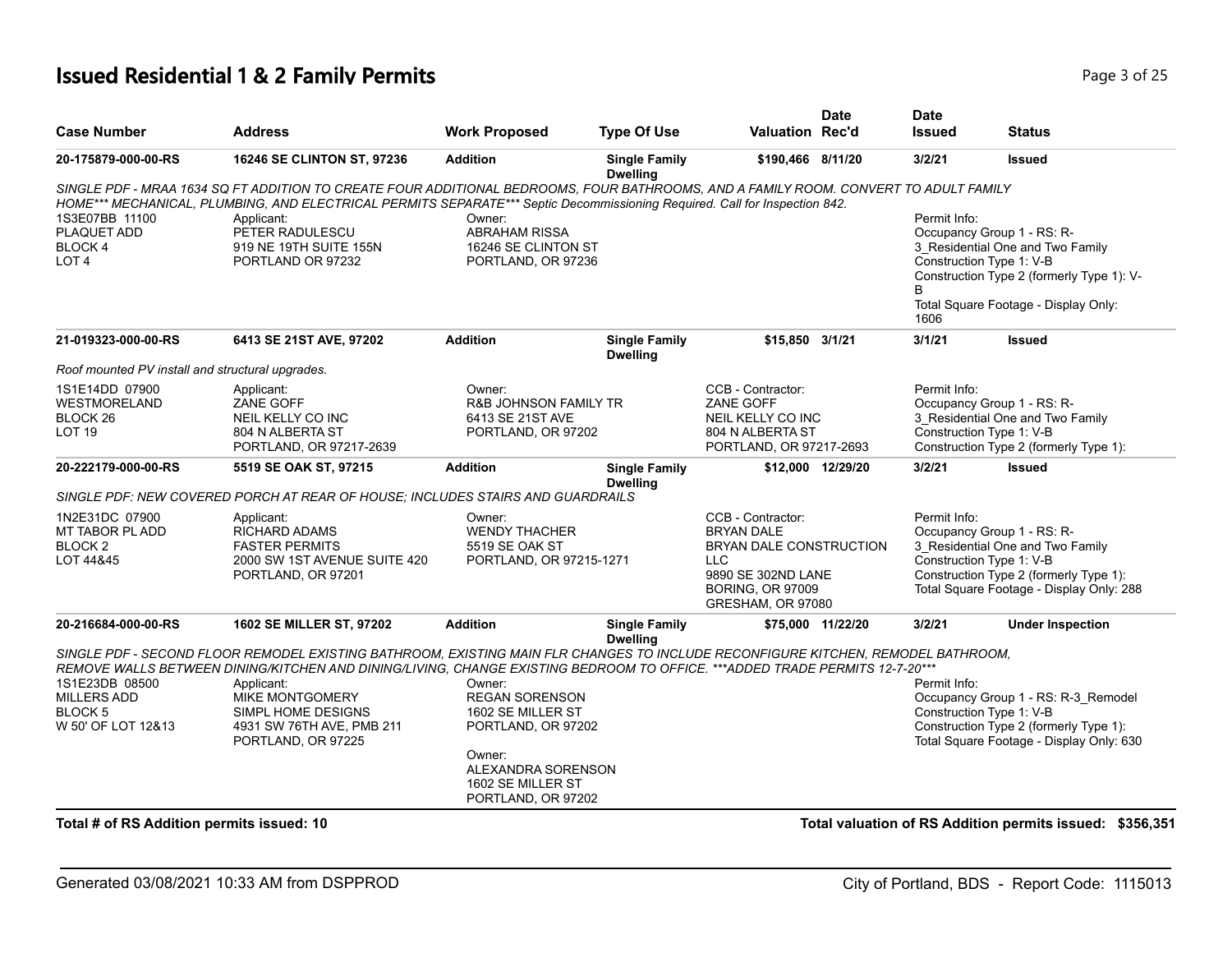# Issued Residential 1 & 2 Family Permits

| Case Number | Address | Work Proposed | Type Of Use | Valuation | Date Rec'd | Date Issued | Status |
|---|---|---|---|---|---|---|---|
| 20-175879-000-00-RS | 16246 SE CLINTON ST, 97236 | Addition | Single Family Dwelling | $190,466 | 8/11/20 | 3/2/21 | Issued |

*SINGLE PDF - MRAA 1634 SQ FT ADDITION TO CREATE FOUR ADDITIONAL BEDROOMS, FOUR BATHROOMS, AND A FAMILY ROOM. CONVERT TO ADULT FAMILY HOME*** MECHANICAL, PLUMBING, AND ELECTRICAL PERMITS SEPARATE*** Septic Decommissioning Required. Call for Inspection 842.*

1S3E07BB 11100
PLAQUET ADD
BLOCK 4
LOT 4

Applicant:
PETER RADULESCU
919 NE 19TH SUITE 155N
PORTLAND OR 97232

Owner:
ABRAHAM RISSA
16246 SE CLINTON ST
PORTLAND, OR 97236

Permit Info:
Occupancy Group 1 - RS: R-3_Residential One and Two Family
Construction Type 1: V-B
Construction Type 2 (formerly Type 1): V-B
Total Square Footage - Display Only: 1606

| Case Number | Address | Work Proposed | Type Of Use | Valuation | Date Rec'd | Date Issued | Status |
|---|---|---|---|---|---|---|---|
| 21-019323-000-00-RS | 6413 SE 21ST AVE, 97202 | Addition | Single Family Dwelling | $15,850 | 3/1/21 | 3/1/21 | Issued |

*Roof mounted PV install and structural upgrades.*

1S1E14DD 07900
WESTMORELAND
BLOCK 26
LOT 19

Applicant:
ZANE GOFF
NEIL KELLY CO INC
804 N ALBERTA ST
PORTLAND, OR 97217-2639

Owner:
R&B JOHNSON FAMILY TR
6413 SE 21ST AVE
PORTLAND, OR 97202

CCB - Contractor:
ZANE GOFF
NEIL KELLY CO INC
804 N ALBERTA ST
PORTLAND, OR 97217-2693

Permit Info:
Occupancy Group 1 - RS: R-3_Residential One and Two Family
Construction Type 1: V-B
Construction Type 2 (formerly Type 1):

| Case Number | Address | Work Proposed | Type Of Use | Valuation | Date Rec'd | Date Issued | Status |
|---|---|---|---|---|---|---|---|
| 20-222179-000-00-RS | 5519 SE OAK ST, 97215 | Addition | Single Family Dwelling | $12,000 | 12/29/20 | 3/2/21 | Issued |

*SINGLE PDF: NEW COVERED PORCH AT REAR OF HOUSE; INCLUDES STAIRS AND GUARDRAILS*

1N2E31DC 07900
MT TABOR PL ADD
BLOCK 2
LOT 44&45

Applicant:
RICHARD ADAMS
FASTER PERMITS
2000 SW 1ST AVENUE SUITE 420
PORTLAND, OR 97201

Owner:
WENDY THACHER
5519 SE OAK ST
PORTLAND, OR 97215-1271

CCB - Contractor:
BRYAN DALE
BRYAN DALE CONSTRUCTION LLC
9890 SE 302ND LANE
BORING, OR 97009
GRESHAM, OR 97080

Permit Info:
Occupancy Group 1 - RS: R-3_Residential One and Two Family
Construction Type 1: V-B
Construction Type 2 (formerly Type 1):
Total Square Footage - Display Only: 288

| Case Number | Address | Work Proposed | Type Of Use | Valuation | Date Rec'd | Date Issued | Status |
|---|---|---|---|---|---|---|---|
| 20-216684-000-00-RS | 1602 SE MILLER ST, 97202 | Addition | Single Family Dwelling | $75,000 | 11/22/20 | 3/2/21 | Under Inspection |

*SINGLE PDF - SECOND FLOOR REMODEL EXISTING BATHROOM, EXISTING MAIN FLR CHANGES TO INCLUDE RECONFIGURE KITCHEN, REMODEL BATHROOM, REMOVE WALLS BETWEEN DINING/KITCHEN AND DINING/LIVING, CHANGE EXISTING BEDROOM TO OFFICE. ***ADDED TRADE PERMITS 12-7-20****

1S1E23DB 08500
MILLERS ADD
BLOCK 5
W 50' OF LOT 12&13

Applicant:
MIKE MONTGOMERY
SIMPL HOME DESIGNS
4931 SW 76TH AVE, PMB 211
PORTLAND, OR 97225

Owner:
REGAN SORENSON
1602 SE MILLER ST
PORTLAND, OR 97202

Owner:
ALEXANDRA SORENSON
1602 SE MILLER ST
PORTLAND, OR 97202

Permit Info:
Occupancy Group 1 - RS: R-3_Remodel
Construction Type 1: V-B
Construction Type 2 (formerly Type 1):
Total Square Footage - Display Only: 630

**Total # of RS Addition permits issued: 10**

**Total valuation of RS Addition permits issued: $356,351**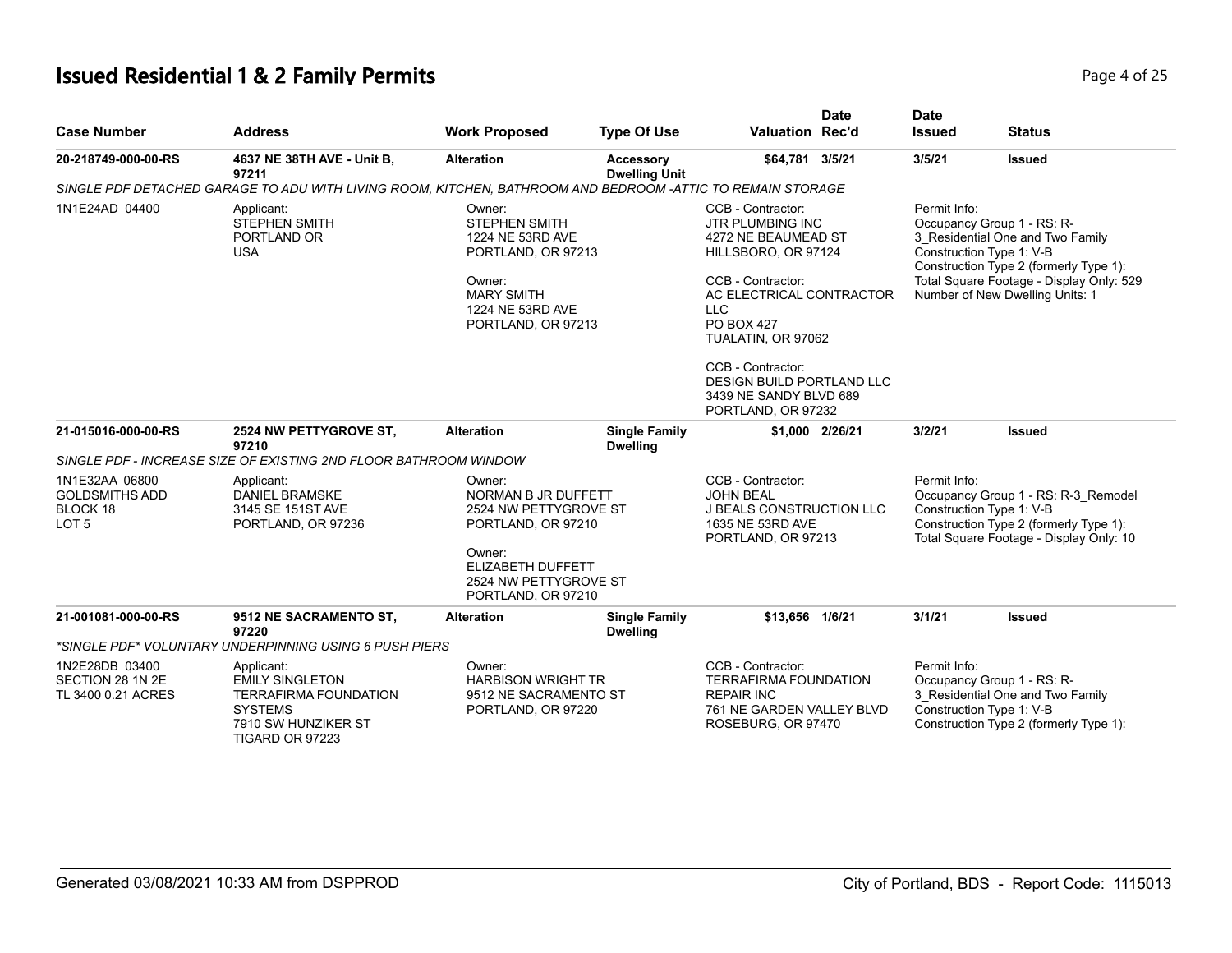# Issued Residential 1 & 2 Family Permits

| Case Number | Address | Work Proposed | Type Of Use | Valuation | Date Rec'd | Date Issued | Status |
|---|---|---|---|---|---|---|---|
| **20-218749-000-00-RS** | **4637 NE 38TH AVE - Unit B, 97211** | **Alteration** | **Accessory Dwelling Unit** | **$64,781** | **3/5/21** | **3/5/21** | **Issued** |

*SINGLE PDF DETACHED GARAGE TO ADU WITH LIVING ROOM, KITCHEN, BATHROOM AND BEDROOM -ATTIC TO REMAIN STORAGE*

1N1E24AD 04400

Applicant:
STEPHEN SMITH
PORTLAND OR
USA

Owner:
STEPHEN SMITH
1224 NE 53RD AVE
PORTLAND, OR 97213

Owner:
MARY SMITH
1224 NE 53RD AVE
PORTLAND, OR 97213

CCB - Contractor:
JTR PLUMBING INC
4272 NE BEAUMEAD ST
HILLSBORO, OR 97124

CCB - Contractor:
AC ELECTRICAL CONTRACTOR LLC
PO BOX 427
TUALATIN, OR 97062

CCB - Contractor:
DESIGN BUILD PORTLAND LLC
3439 NE SANDY BLVD 689
PORTLAND, OR 97232

Permit Info:
Occupancy Group 1 - RS: R-3_Residential One and Two Family
Construction Type 1: V-B
Construction Type 2 (formerly Type 1):
Total Square Footage - Display Only: 529
Number of New Dwelling Units: 1

| Case Number | Address | Work Proposed | Type Of Use | Valuation | Date Rec'd | Date Issued | Status |
|---|---|---|---|---|---|---|---|
| **21-015016-000-00-RS** | **2524 NW PETTYGROVE ST, 97210** | **Alteration** | **Single Family Dwelling** | **$1,000** | **2/26/21** | **3/2/21** | **Issued** |

*SINGLE PDF - INCREASE SIZE OF EXISTING 2ND FLOOR BATHROOM WINDOW*

1N1E32AA 06800
GOLDSMITHS ADD
BLOCK 18
LOT 5

Applicant:
DANIEL BRAMSKE
3145 SE 151ST AVE
PORTLAND, OR 97236

Owner:
NORMAN B JR DUFFETT
2524 NW PETTYGROVE ST
PORTLAND, OR 97210

Owner:
ELIZABETH DUFFETT
2524 NW PETTYGROVE ST
PORTLAND, OR 97210

CCB - Contractor:
JOHN BEAL
J BEALS CONSTRUCTION LLC
1635 NE 53RD AVE
PORTLAND, OR 97213

Permit Info:
Occupancy Group 1 - RS: R-3_Remodel
Construction Type 1: V-B
Construction Type 2 (formerly Type 1):
Total Square Footage - Display Only: 10

| Case Number | Address | Work Proposed | Type Of Use | Valuation | Date Rec'd | Date Issued | Status |
|---|---|---|---|---|---|---|---|
| **21-001081-000-00-RS** | **9512 NE SACRAMENTO ST, 97220** | **Alteration** | **Single Family Dwelling** | **$13,656** | **1/6/21** | **3/1/21** | **Issued** |

*\*SINGLE PDF\* VOLUNTARY UNDERPINNING USING 6 PUSH PIERS*

1N2E28DB 03400
SECTION 28 1N 2E
TL 3400 0.21 ACRES

Applicant:
EMILY SINGLETON
TERRAFIRMA FOUNDATION SYSTEMS
7910 SW HUNZIKER ST
TIGARD OR 97223

Owner:
HARBISON WRIGHT TR
9512 NE SACRAMENTO ST
PORTLAND, OR 97220

CCB - Contractor:
TERRAFIRMA FOUNDATION REPAIR INC
761 NE GARDEN VALLEY BLVD
ROSEBURG, OR 97470

Permit Info:
Occupancy Group 1 - RS: R-3_Residential One and Two Family
Construction Type 1: V-B
Construction Type 2 (formerly Type 1):

Generated 03/08/2021 10:33 AM from DSPPROD

City of Portland, BDS - Report Code: 1115013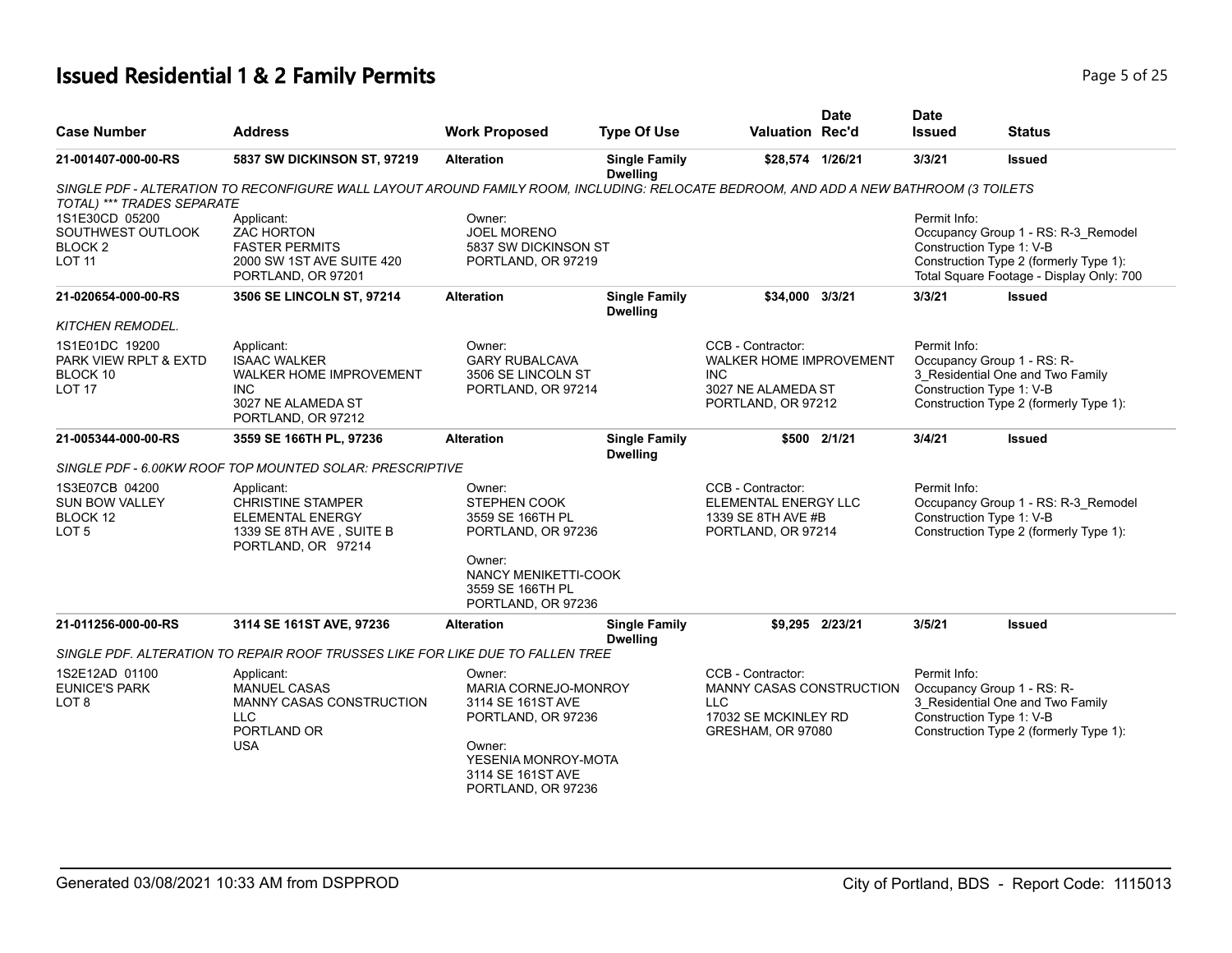# Issued Residential 1 & 2 Family Permits

| Case Number | Address | Work Proposed | Type Of Use | Valuation | Date Rec'd | Date Issued | Status |
|---|---|---|---|---|---|---|---|
| 21-001407-000-00-RS | 5837 SW DICKINSON ST, 97219 | Alteration | Single Family Dwelling | $28,574 | 1/26/21 | 3/3/21 | Issued |

*SINGLE PDF - ALTERATION TO RECONFIGURE WALL LAYOUT AROUND FAMILY ROOM, INCLUDING: RELOCATE BEDROOM, AND ADD A NEW BATHROOM (3 TOILETS TOTAL) *** TRADES SEPARATE*

1S1E30CD 05200
SOUTHWEST OUTLOOK
BLOCK 2
LOT 11

Applicant:
ZAC HORTON
FASTER PERMITS
2000 SW 1ST AVE SUITE 420
PORTLAND, OR 97201

Owner:
JOEL MORENO
5837 SW DICKINSON ST
PORTLAND, OR 97219

Permit Info:
Occupancy Group 1 - RS: R-3_Remodel
Construction Type 1: V-B
Construction Type 2 (formerly Type 1):
Total Square Footage - Display Only: 700

| Case Number | Address | Work Proposed | Type Of Use | Valuation | Date Rec'd | Date Issued | Status |
|---|---|---|---|---|---|---|---|
| 21-020654-000-00-RS | 3506 SE LINCOLN ST, 97214 | Alteration | Single Family Dwelling | $34,000 | 3/3/21 | 3/3/21 | Issued |

*KITCHEN REMODEL.*

1S1E01DC 19200
PARK VIEW RPLT & EXTD
BLOCK 10
LOT 17

Applicant:
ISAAC WALKER
WALKER HOME IMPROVEMENT INC
3027 NE ALAMEDA ST
PORTLAND, OR 97212

Owner:
GARY RUBALCAVA
3506 SE LINCOLN ST
PORTLAND, OR 97214

CCB - Contractor:
WALKER HOME IMPROVEMENT INC
3027 NE ALAMEDA ST
PORTLAND, OR 97212

Permit Info:
Occupancy Group 1 - RS: R-3_Residential One and Two Family
Construction Type 1: V-B
Construction Type 2 (formerly Type 1):

| Case Number | Address | Work Proposed | Type Of Use | Valuation | Date Rec'd | Date Issued | Status |
|---|---|---|---|---|---|---|---|
| 21-005344-000-00-RS | 3559 SE 166TH PL, 97236 | Alteration | Single Family Dwelling | $500 | 2/1/21 | 3/4/21 | Issued |

*SINGLE PDF - 6.00KW ROOF TOP MOUNTED SOLAR: PRESCRIPTIVE*

1S3E07CB 04200
SUN BOW VALLEY
BLOCK 12
LOT 5

Applicant:
CHRISTINE STAMPER
ELEMENTAL ENERGY
1339 SE 8TH AVE , SUITE B
PORTLAND, OR 97214

Owner:
STEPHEN COOK
3559 SE 166TH PL
PORTLAND, OR 97236

Owner:
NANCY MENIKETTI-COOK
3559 SE 166TH PL
PORTLAND, OR 97236

CCB - Contractor:
ELEMENTAL ENERGY LLC
1339 SE 8TH AVE #B
PORTLAND, OR 97214

Permit Info:
Occupancy Group 1 - RS: R-3_Remodel
Construction Type 1: V-B
Construction Type 2 (formerly Type 1):

| Case Number | Address | Work Proposed | Type Of Use | Valuation | Date Rec'd | Date Issued | Status |
|---|---|---|---|---|---|---|---|
| 21-011256-000-00-RS | 3114 SE 161ST AVE, 97236 | Alteration | Single Family Dwelling | $9,295 | 2/23/21 | 3/5/21 | Issued |

*SINGLE PDF. ALTERATION TO REPAIR ROOF TRUSSES LIKE FOR LIKE DUE TO FALLEN TREE*

1S2E12AD 01100
EUNICE'S PARK
LOT 8

Applicant:
MANUEL CASAS
MANNY CASAS CONSTRUCTION LLC
PORTLAND OR
USA

Owner:
MARIA CORNEJO-MONROY
3114 SE 161ST AVE
PORTLAND, OR 97236

Owner:
YESENIA MONROY-MOTA
3114 SE 161ST AVE
PORTLAND, OR 97236

CCB - Contractor:
MANNY CASAS CONSTRUCTION LLC
17032 SE MCKINLEY RD
GRESHAM, OR 97080

Permit Info:
Occupancy Group 1 - RS: R-3_Residential One and Two Family
Construction Type 1: V-B
Construction Type 2 (formerly Type 1):

Generated 03/08/2021 10:33 AM from DSPPROD

City of Portland, BDS - Report Code: 1115013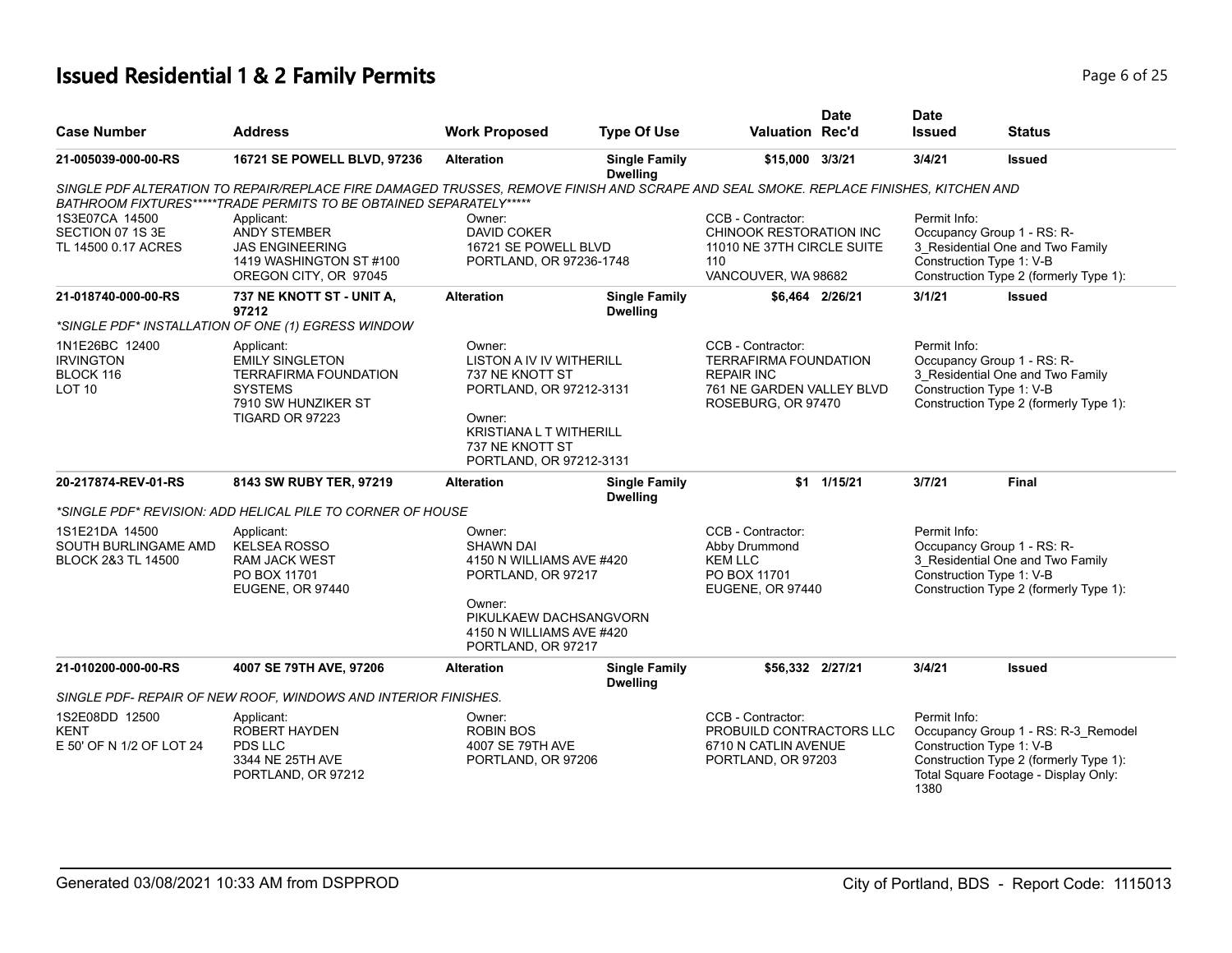# Issued Residential 1 & 2 Family Permits

| Case Number | Address | Work Proposed | Type Of Use | Valuation | Date Rec'd | Date Issued | Status |
|---|---|---|---|---|---|---|---|
| **21-005039-000-00-RS** | **16721 SE POWELL BLVD, 97236** | **Alteration** | **Single Family Dwelling** | **$15,000** | **3/3/21** | **3/4/21** | **Issued** |

*SINGLE PDF ALTERATION TO REPAIR/REPLACE FIRE DAMAGED TRUSSES, REMOVE FINISH AND SCRAPE AND SEAL SMOKE. REPLACE FINISHES, KITCHEN AND BATHROOM FIXTURES*****TRADE PERMITS TO BE OBTAINED SEPARATELY******

1S3E07CA 14500
SECTION 07 1S 3E
TL 14500 0.17 ACRES

Applicant:
ANDY STEMBER
JAS ENGINEERING
1419 WASHINGTON ST #100
OREGON CITY, OR 97045

Owner:
DAVID COKER
16721 SE POWELL BLVD
PORTLAND, OR 97236-1748

CCB - Contractor:
CHINOOK RESTORATION INC
11010 NE 37TH CIRCLE SUITE 110
VANCOUVER, WA 98682

Permit Info:
Occupancy Group 1 - RS: R-3_Residential One and Two Family
Construction Type 1: V-B
Construction Type 2 (formerly Type 1):

| Case Number | Address | Work Proposed | Type Of Use | Valuation | Date Rec'd | Date Issued | Status |
|---|---|---|---|---|---|---|---|
| **21-018740-000-00-RS** | **737 NE KNOTT ST - UNIT A, 97212** | **Alteration** | **Single Family Dwelling** | **$6,464** | **2/26/21** | **3/1/21** | **Issued** |

*\*SINGLE PDF\* INSTALLATION OF ONE (1) EGRESS WINDOW*

1N1E26BC 12400
IRVINGTON
BLOCK 116
LOT 10

Applicant:
EMILY SINGLETON
TERRAFIRMA FOUNDATION SYSTEMS
7910 SW HUNZIKER ST
TIGARD OR 97223

Owner:
LISTON A IV IV WITHERILL
737 NE KNOTT ST
PORTLAND, OR 97212-3131

Owner:
KRISTIANA L T WITHERILL
737 NE KNOTT ST
PORTLAND, OR 97212-3131

CCB - Contractor:
TERRAFIRMA FOUNDATION REPAIR INC
761 NE GARDEN VALLEY BLVD
ROSEBURG, OR 97470

Permit Info:
Occupancy Group 1 - RS: R-3_Residential One and Two Family
Construction Type 1: V-B
Construction Type 2 (formerly Type 1):

| Case Number | Address | Work Proposed | Type Of Use | Valuation | Date Rec'd | Date Issued | Status |
|---|---|---|---|---|---|---|---|
| **20-217874-REV-01-RS** | **8143 SW RUBY TER, 97219** | **Alteration** | **Single Family Dwelling** | **$1** | **1/15/21** | **3/7/21** | **Final** |

*\*SINGLE PDF\* REVISION: ADD HELICAL PILE TO CORNER OF HOUSE*

1S1E21DA 14500
SOUTH BURLINGAME AMD
BLOCK 2&3 TL 14500

Applicant:
KELSEA ROSSO
RAM JACK WEST
PO BOX 11701
EUGENE, OR 97440

Owner:
SHAWN DAI
4150 N WILLIAMS AVE #420
PORTLAND, OR 97217

Owner:
PIKULKAEW DACHSANGVORN
4150 N WILLIAMS AVE #420
PORTLAND, OR 97217

CCB - Contractor:
Abby Drummond
KEM LLC
PO BOX 11701
EUGENE, OR 97440

Permit Info:
Occupancy Group 1 - RS: R-3_Residential One and Two Family
Construction Type 1: V-B
Construction Type 2 (formerly Type 1):

| Case Number | Address | Work Proposed | Type Of Use | Valuation | Date Rec'd | Date Issued | Status |
|---|---|---|---|---|---|---|---|
| **21-010200-000-00-RS** | **4007 SE 79TH AVE, 97206** | **Alteration** | **Single Family Dwelling** | **$56,332** | **2/27/21** | **3/4/21** | **Issued** |

*SINGLE PDF- REPAIR OF NEW ROOF, WINDOWS AND INTERIOR FINISHES.*

1S2E08DD 12500
KENT
E 50' OF N 1/2 OF LOT 24

Applicant:
ROBERT HAYDEN
PDS LLC
3344 NE 25TH AVE
PORTLAND, OR 97212

Owner:
ROBIN BOS
4007 SE 79TH AVE
PORTLAND, OR 97206

CCB - Contractor:
PROBUILD CONTRACTORS LLC
6710 N CATLIN AVENUE
PORTLAND, OR 97203

Permit Info:
Occupancy Group 1 - RS: R-3_Remodel
Construction Type 1: V-B
Construction Type 2 (formerly Type 1):
Total Square Footage - Display Only: 1380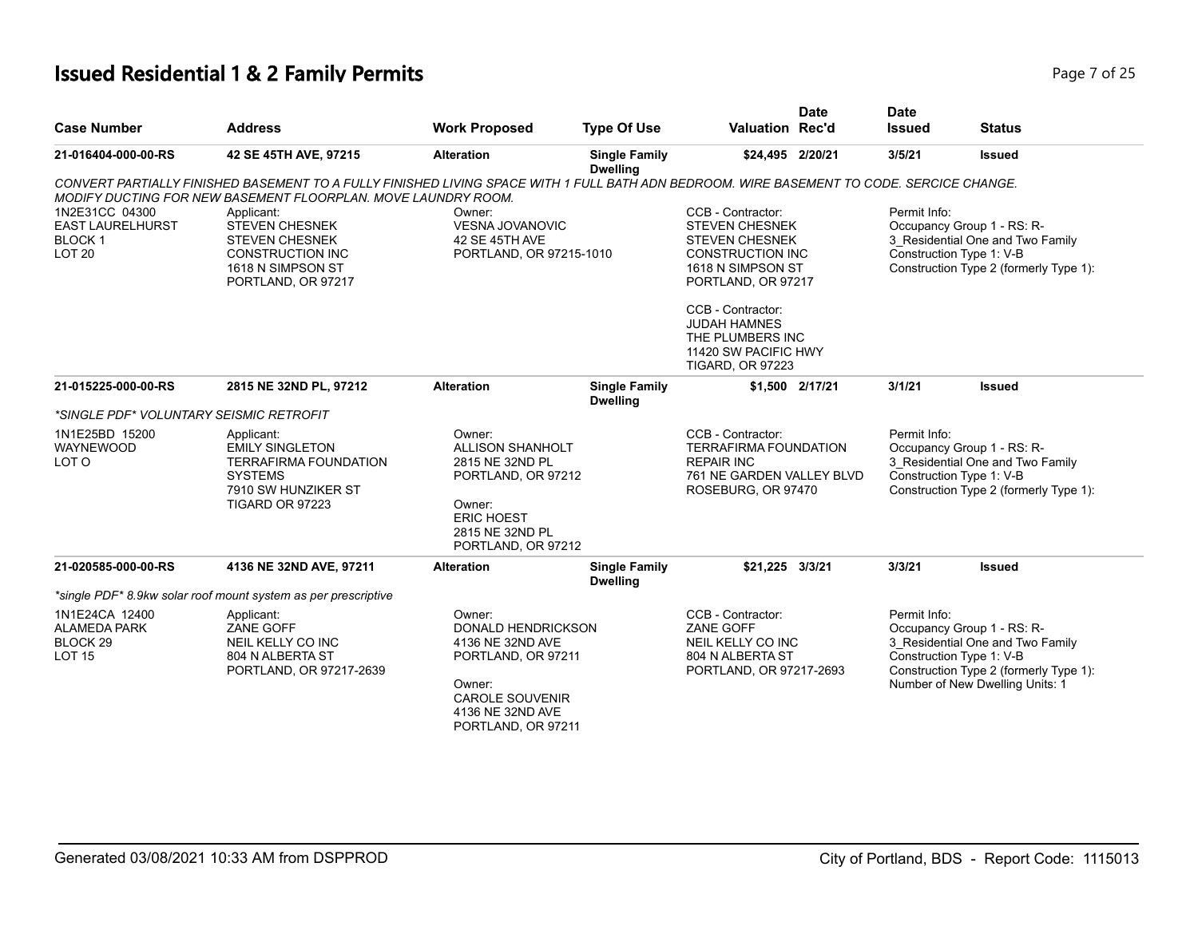# Issued Residential 1 & 2 Family Permits

| Case Number | Address | Work Proposed | Type Of Use | Valuation | Date Rec'd | Date Issued | Status |
|---|---|---|---|---|---|---|---|
| 21-016404-000-00-RS | 42 SE 45TH AVE, 97215 | Alteration | Single Family Dwelling | $24,495 | 2/20/21 | 3/5/21 | Issued |

*CONVERT PARTIALLY FINISHED BASEMENT TO A FULLY FINISHED LIVING SPACE WITH 1 FULL BATH ADN BEDROOM. WIRE BASEMENT TO CODE. SERCICE CHANGE. MODIFY DUCTING FOR NEW BASEMENT FLOORPLAN. MOVE LAUNDRY ROOM.*

1N2E31CC 04300
EAST LAURELHURST
BLOCK 1
LOT 20

Applicant:
STEVEN CHESNEK
STEVEN CHESNEK CONSTRUCTION INC
1618 N SIMPSON ST
PORTLAND, OR 97217

Owner:
VESNA JOVANOVIC
42 SE 45TH AVE
PORTLAND, OR 97215-1010

CCB - Contractor:
STEVEN CHESNEK
STEVEN CHESNEK CONSTRUCTION INC
1618 N SIMPSON ST
PORTLAND, OR 97217

CCB - Contractor:
JUDAH HAMNES
THE PLUMBERS INC
11420 SW PACIFIC HWY
TIGARD, OR 97223

Permit Info:
Occupancy Group 1 - RS: R-3_Residential One and Two Family
Construction Type 1: V-B
Construction Type 2 (formerly Type 1):

| Case Number | Address | Work Proposed | Type Of Use | Valuation | Date Rec'd | Date Issued | Status |
|---|---|---|---|---|---|---|---|
| 21-015225-000-00-RS | 2815 NE 32ND PL, 97212 | Alteration | Single Family Dwelling | $1,500 | 2/17/21 | 3/1/21 | Issued |

*\*SINGLE PDF\* VOLUNTARY SEISMIC RETROFIT*

1N1E25BD 15200
WAYNEWOOD
LOT O

Applicant:
EMILY SINGLETON
TERRAFIRMA FOUNDATION SYSTEMS
7910 SW HUNZIKER ST
TIGARD OR 97223

Owner:
ALLISON SHANHOLT
2815 NE 32ND PL
PORTLAND, OR 97212

Owner:
ERIC HOEST
2815 NE 32ND PL
PORTLAND, OR 97212

CCB - Contractor:
TERRAFIRMA FOUNDATION REPAIR INC
761 NE GARDEN VALLEY BLVD
ROSEBURG, OR 97470

Permit Info:
Occupancy Group 1 - RS: R-3_Residential One and Two Family
Construction Type 1: V-B
Construction Type 2 (formerly Type 1):

| Case Number | Address | Work Proposed | Type Of Use | Valuation | Date Rec'd | Date Issued | Status |
|---|---|---|---|---|---|---|---|
| 21-020585-000-00-RS | 4136 NE 32ND AVE, 97211 | Alteration | Single Family Dwelling | $21,225 | 3/3/21 | 3/3/21 | Issued |

*\*single PDF\* 8.9kw solar roof mount system as per prescriptive*

1N1E24CA 12400
ALAMEDA PARK
BLOCK 29
LOT 15

Applicant:
ZANE GOFF
NEIL KELLY CO INC
804 N ALBERTA ST
PORTLAND, OR 97217-2639

Owner:
DONALD HENDRICKSON
4136 NE 32ND AVE
PORTLAND, OR 97211

Owner:
CAROLE SOUVENIR
4136 NE 32ND AVE
PORTLAND, OR 97211

CCB - Contractor:
ZANE GOFF
NEIL KELLY CO INC
804 N ALBERTA ST
PORTLAND, OR 97217-2693

Permit Info:
Occupancy Group 1 - RS: R-3_Residential One and Two Family
Construction Type 1: V-B
Construction Type 2 (formerly Type 1):
Number of New Dwelling Units: 1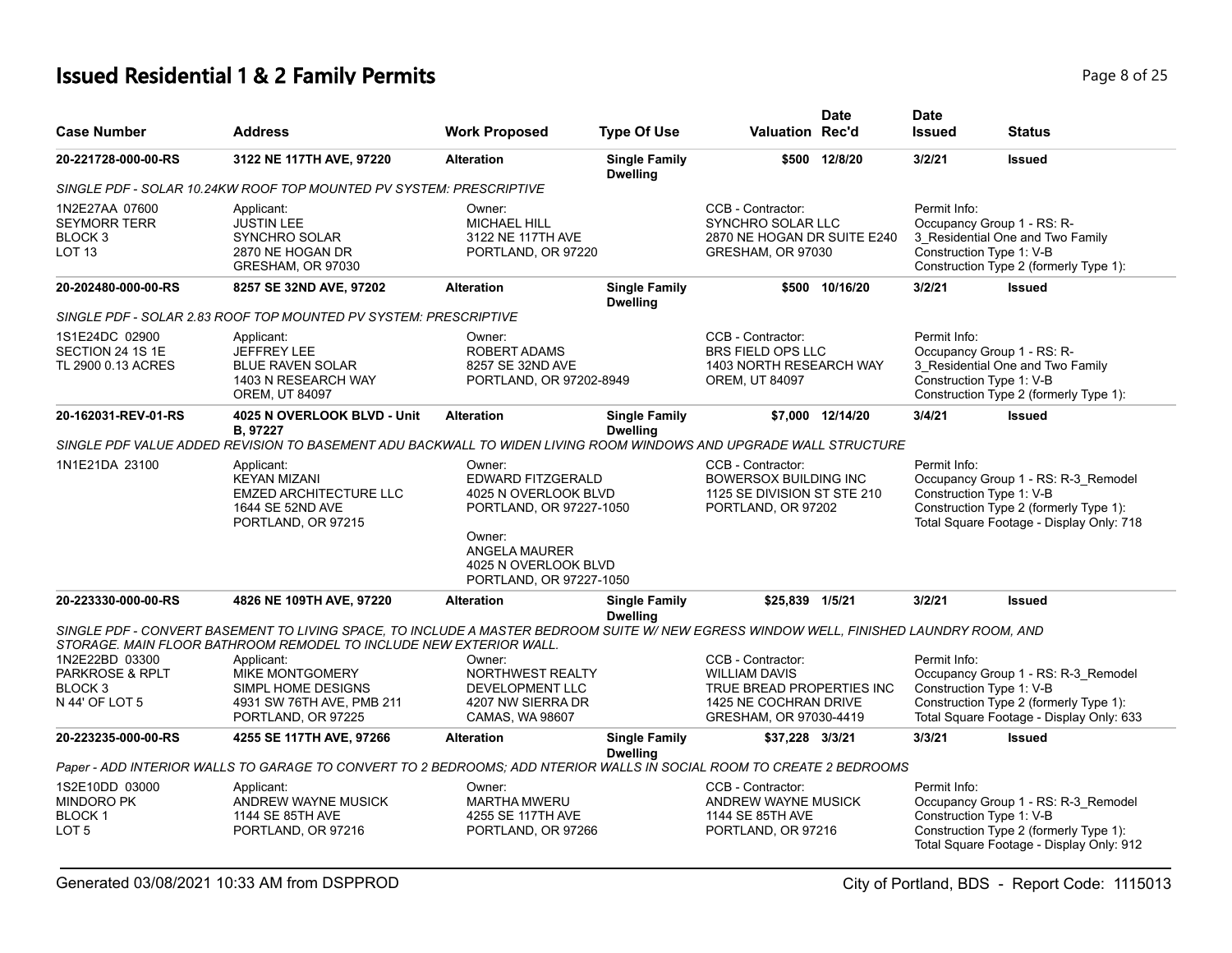# Issued Residential 1 & 2 Family Permits

| Case Number | Address | Work Proposed | Type Of Use | Valuation | Date Rec'd | Date Issued | Status |
|---|---|---|---|---|---|---|---|
| 20-221728-000-00-RS | 3122 NE 117TH AVE, 97220 | Alteration | Single Family Dwelling | $500 | 12/8/20 | 3/2/21 | Issued |

*SINGLE PDF - SOLAR 10.24KW ROOF TOP MOUNTED PV SYSTEM: PRESCRIPTIVE*

1N2E27AA 07600
SEYMORR TERR
BLOCK 3
LOT 13

Applicant:
JUSTIN LEE
SYNCHRO SOLAR
2870 NE HOGAN DR
GRESHAM, OR 97030

Owner:
MICHAEL HILL
3122 NE 117TH AVE
PORTLAND, OR 97220

CCB - Contractor:
SYNCHRO SOLAR LLC
2870 NE HOGAN DR SUITE E240
GRESHAM, OR 97030

Permit Info:
Occupancy Group 1 - RS: R-3_Residential One and Two Family
Construction Type 1: V-B
Construction Type 2 (formerly Type 1):

| Case Number | Address | Work Proposed | Type Of Use | Valuation | Date Rec'd | Date Issued | Status |
|---|---|---|---|---|---|---|---|
| 20-202480-000-00-RS | 8257 SE 32ND AVE, 97202 | Alteration | Single Family Dwelling | $500 | 10/16/20 | 3/2/21 | Issued |

*SINGLE PDF - SOLAR 2.83 ROOF TOP MOUNTED PV SYSTEM: PRESCRIPTIVE*

1S1E24DC 02900
SECTION 24 1S 1E
TL 2900 0.13 ACRES

Applicant:
JEFFREY LEE
BLUE RAVEN SOLAR
1403 N RESEARCH WAY
OREM, UT 84097

Owner:
ROBERT ADAMS
8257 SE 32ND AVE
PORTLAND, OR 97202-8949

CCB - Contractor:
BRS FIELD OPS LLC
1403 NORTH RESEARCH WAY
OREM, UT 84097

Permit Info:
Occupancy Group 1 - RS: R-3_Residential One and Two Family
Construction Type 1: V-B
Construction Type 2 (formerly Type 1):

| Case Number | Address | Work Proposed | Type Of Use | Valuation | Date Rec'd | Date Issued | Status |
|---|---|---|---|---|---|---|---|
| 20-162031-REV-01-RS | 4025 N OVERLOOK BLVD - Unit B, 97227 | Alteration | Single Family Dwelling | $7,000 | 12/14/20 | 3/4/21 | Issued |

*SINGLE PDF VALUE ADDED REVISION TO BASEMENT ADU BACKWALL TO WIDEN LIVING ROOM WINDOWS AND UPGRADE WALL STRUCTURE*

1N1E21DA 23100

Applicant:
KEYAN MIZANI
EMZED ARCHITECTURE LLC
1644 SE 52ND AVE
PORTLAND, OR 97215

Owner:
EDWARD FITZGERALD
4025 N OVERLOOK BLVD
PORTLAND, OR 97227-1050

Owner:
ANGELA MAURER
4025 N OVERLOOK BLVD
PORTLAND, OR 97227-1050

CCB - Contractor:
BOWERSOX BUILDING INC
1125 SE DIVISION ST STE 210
PORTLAND, OR 97202

Permit Info:
Occupancy Group 1 - RS: R-3_Remodel
Construction Type 1: V-B
Construction Type 2 (formerly Type 1):
Total Square Footage - Display Only: 718

| Case Number | Address | Work Proposed | Type Of Use | Valuation | Date Rec'd | Date Issued | Status |
|---|---|---|---|---|---|---|---|
| 20-223330-000-00-RS | 4826 NE 109TH AVE, 97220 | Alteration | Single Family Dwelling | $25,839 | 1/5/21 | 3/2/21 | Issued |

*SINGLE PDF - CONVERT BASEMENT TO LIVING SPACE, TO INCLUDE A MASTER BEDROOM SUITE W/ NEW EGRESS WINDOW WELL, FINISHED LAUNDRY ROOM, AND STORAGE. MAIN FLOOR BATHROOM REMODEL TO INCLUDE NEW EXTERIOR WALL.*

1N2E22BD 03300
PARKROSE & RPLT
BLOCK 3
N 44' OF LOT 5

Applicant:
MIKE MONTGOMERY
SIMPL HOME DESIGNS
4931 SW 76TH AVE, PMB 211
PORTLAND, OR 97225

Owner:
NORTHWEST REALTY DEVELOPMENT LLC
4207 NW SIERRA DR
CAMAS, WA 98607

CCB - Contractor:
WILLIAM DAVIS
TRUE BREAD PROPERTIES INC
1425 NE COCHRAN DRIVE
GRESHAM, OR 97030-4419

Permit Info:
Occupancy Group 1 - RS: R-3_Remodel
Construction Type 1: V-B
Construction Type 2 (formerly Type 1):
Total Square Footage - Display Only: 633

| Case Number | Address | Work Proposed | Type Of Use | Valuation | Date Rec'd | Date Issued | Status |
|---|---|---|---|---|---|---|---|
| 20-223235-000-00-RS | 4255 SE 117TH AVE, 97266 | Alteration | Single Family Dwelling | $37,228 | 3/3/21 | 3/3/21 | Issued |

*Paper - ADD INTERIOR WALLS TO GARAGE TO CONVERT TO 2 BEDROOMS; ADD NTERIOR WALLS IN SOCIAL ROOM TO CREATE 2 BEDROOMS*

1S2E10DD 03000
MINDORO PK
BLOCK 1
LOT 5

Applicant:
ANDREW WAYNE MUSICK
1144 SE 85TH AVE
PORTLAND, OR 97216

Owner:
MARTHA MWERU
4255 SE 117TH AVE
PORTLAND, OR 97266

CCB - Contractor:
ANDREW WAYNE MUSICK
1144 SE 85TH AVE
PORTLAND, OR 97216

Permit Info:
Occupancy Group 1 - RS: R-3_Remodel
Construction Type 1: V-B
Construction Type 2 (formerly Type 1):
Total Square Footage - Display Only: 912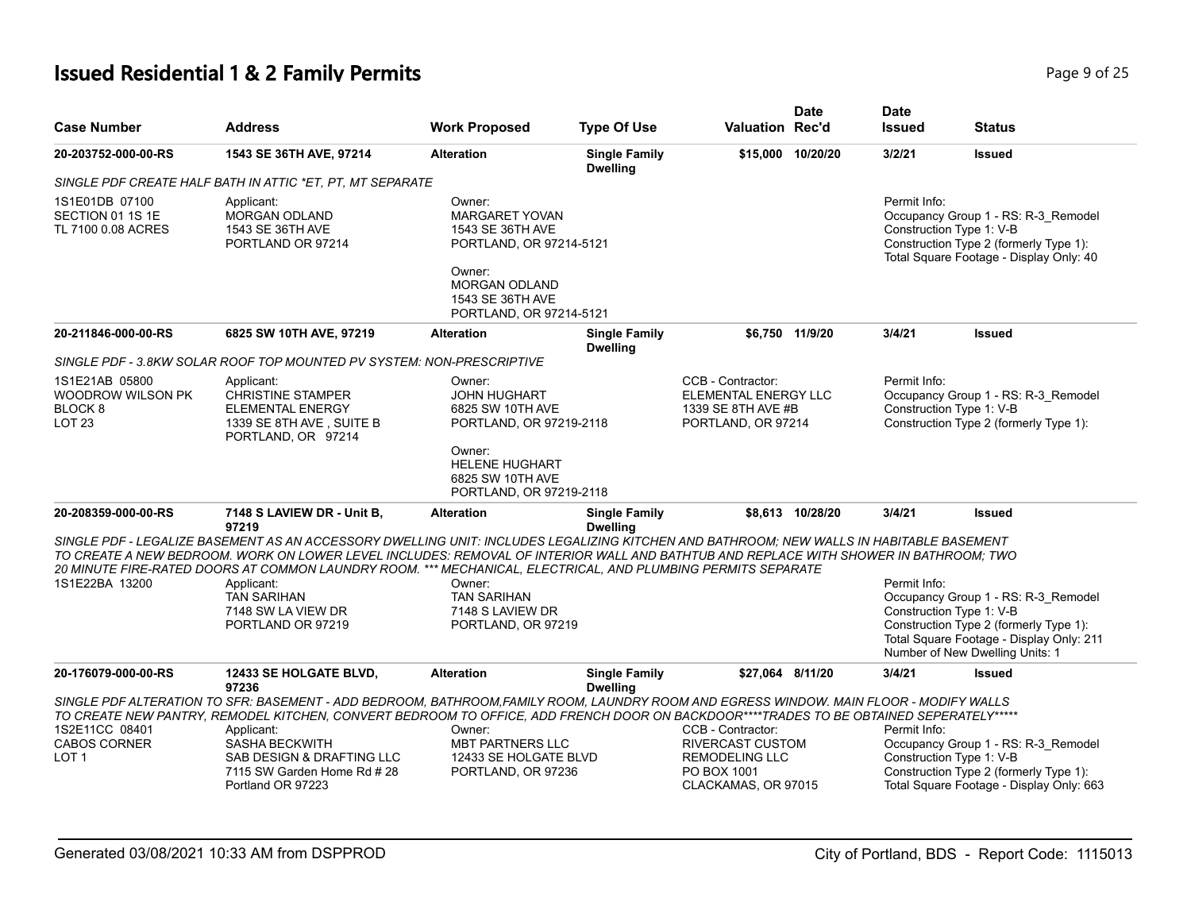# Issued Residential 1 & 2 Family Permits

| Case Number | Address | Work Proposed | Type Of Use | Valuation | Date Rec'd | Date Issued | Status |
|---|---|---|---|---|---|---|---|
| 20-203752-000-00-RS | 1543 SE 36TH AVE, 97214 | Alteration | Single Family Dwelling | $15,000 | 10/20/20 | 3/2/21 | Issued |

*SINGLE PDF CREATE HALF BATH IN ATTIC *ET, PT, MT SEPARATE*

1S1E01DB 07100
SECTION 01 1S 1E
TL 7100 0.08 ACRES

Applicant:
MORGAN ODLAND
1543 SE 36TH AVE
PORTLAND OR 97214

Owner:
MARGARET YOVAN
1543 SE 36TH AVE
PORTLAND, OR 97214-5121

Owner:
MORGAN ODLAND
1543 SE 36TH AVE
PORTLAND, OR 97214-5121

Permit Info:
Occupancy Group 1 - RS: R-3_Remodel
Construction Type 1: V-B
Construction Type 2 (formerly Type 1):
Total Square Footage - Display Only: 40

---

| Case Number | Address | Work Proposed | Type Of Use | Valuation | Date Rec'd | Date Issued | Status |
|---|---|---|---|---|---|---|---|
| 20-211846-000-00-RS | 6825 SW 10TH AVE, 97219 | Alteration | Single Family Dwelling | $6,750 | 11/9/20 | 3/4/21 | Issued |

*SINGLE PDF - 3.8KW SOLAR ROOF TOP MOUNTED PV SYSTEM: NON-PRESCRIPTIVE*

1S1E21AB 05800
WOODROW WILSON PK
BLOCK 8
LOT 23

Applicant:
CHRISTINE STAMPER
ELEMENTAL ENERGY
1339 SE 8TH AVE , SUITE B
PORTLAND, OR 97214

Owner:
JOHN HUGHART
6825 SW 10TH AVE
PORTLAND, OR 97219-2118

Owner:
HELENE HUGHART
6825 SW 10TH AVE
PORTLAND, OR 97219-2118

CCB - Contractor:
ELEMENTAL ENERGY LLC
1339 SE 8TH AVE #B
PORTLAND, OR 97214

Permit Info:
Occupancy Group 1 - RS: R-3_Remodel
Construction Type 1: V-B
Construction Type 2 (formerly Type 1):

---

| Case Number | Address | Work Proposed | Type Of Use | Valuation | Date Rec'd | Date Issued | Status |
|---|---|---|---|---|---|---|---|
| 20-208359-000-00-RS | 7148 S LAVIEW DR - Unit B, 97219 | Alteration | Single Family Dwelling | $8,613 | 10/28/20 | 3/4/21 | Issued |

*SINGLE PDF - LEGALIZE BASEMENT AS AN ACCESSORY DWELLING UNIT: INCLUDES LEGALIZING KITCHEN AND BATHROOM; NEW WALLS IN HABITABLE BASEMENT TO CREATE A NEW BEDROOM. WORK ON LOWER LEVEL INCLUDES: REMOVAL OF INTERIOR WALL AND BATHTUB AND REPLACE WITH SHOWER IN BATHROOM; TWO 20 MINUTE FIRE-RATED DOORS AT COMMON LAUNDRY ROOM. *** MECHANICAL, ELECTRICAL, AND PLUMBING PERMITS SEPARATE*

1S1E22BA 13200

Applicant:
TAN SARIHAN
7148 SW LA VIEW DR
PORTLAND OR 97219

Owner:
TAN SARIHAN
7148 S LAVIEW DR
PORTLAND, OR 97219

Permit Info:
Occupancy Group 1 - RS: R-3_Remodel
Construction Type 1: V-B
Construction Type 2 (formerly Type 1):
Total Square Footage - Display Only: 211
Number of New Dwelling Units: 1

---

| Case Number | Address | Work Proposed | Type Of Use | Valuation | Date Rec'd | Date Issued | Status |
|---|---|---|---|---|---|---|---|
| 20-176079-000-00-RS | 12433 SE HOLGATE BLVD, 97236 | Alteration | Single Family Dwelling | $27,064 | 8/11/20 | 3/4/21 | Issued |

*SINGLE PDF ALTERATION TO SFR: BASEMENT - ADD BEDROOM, BATHROOM,FAMILY ROOM, LAUNDRY ROOM AND EGRESS WINDOW. MAIN FLOOR - MODIFY WALLS TO CREATE NEW PANTRY, REMODEL KITCHEN, CONVERT BEDROOM TO OFFICE, ADD FRENCH DOOR ON BACKDOOR****TRADES TO BE OBTAINED SEPERATELY******

1S2E11CC 08401
CABOS CORNER
LOT 1

Applicant:
SASHA BECKWITH
SAB DESIGN & DRAFTING LLC
7115 SW Garden Home Rd # 28
Portland OR 97223

Owner:
MBT PARTNERS LLC
12433 SE HOLGATE BLVD
PORTLAND, OR 97236

CCB - Contractor:
RIVERCAST CUSTOM
REMODELING LLC
PO BOX 1001
CLACKAMAS, OR 97015

Permit Info:
Occupancy Group 1 - RS: R-3_Remodel
Construction Type 1: V-B
Construction Type 2 (formerly Type 1):
Total Square Footage - Display Only: 663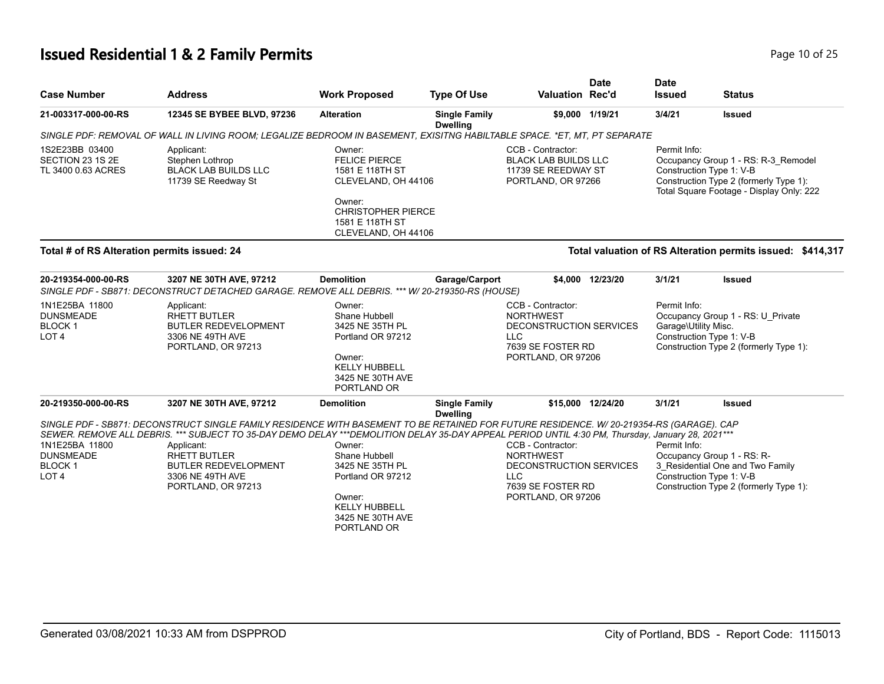# Issued Residential 1 & 2 Family Permits

| Case Number | Address | Work Proposed | Type Of Use | Valuation | Date Rec'd | Date Issued | Status |
|---|---|---|---|---|---|---|---|
| **21-003317-000-00-RS** | **12345 SE BYBEE BLVD, 97236** | **Alteration** | **Single Family Dwelling** | **$9,000** | **1/19/21** | **3/4/21** | **Issued** |

*SINGLE PDF: REMOVAL OF WALL IN LIVING ROOM; LEGALIZE BEDROOM IN BASEMENT, EXISITNG HABILTABLE SPACE. *ET, MT, PT SEPARATE*

1S2E23BB 03400
SECTION 23 1S 2E
TL 3400 0.63 ACRES

Applicant:
Stephen Lothrop
BLACK LAB BUILDS LLC
11739 SE Reedway St

Owner:
FELICE PIERCE
1581 E 118TH ST
CLEVELAND, OH 44106

Owner:
CHRISTOPHER PIERCE
1581 E 118TH ST
CLEVELAND, OH 44106

CCB - Contractor:
BLACK LAB BUILDS LLC
11739 SE REEDWAY ST
PORTLAND, OR 97266

Permit Info:
Occupancy Group 1 - RS: R-3_Remodel
Construction Type 1: V-B
Construction Type 2 (formerly Type 1):
Total Square Footage - Display Only: 222

**Total # of RS Alteration permits issued: 24**

**Total valuation of RS Alteration permits issued: $414,317**

| Case Number | Address | Work Proposed | Type Of Use | Valuation | Date Rec'd | Date Issued | Status |
|---|---|---|---|---|---|---|---|
| **20-219354-000-00-RS** | **3207 NE 30TH AVE, 97212** | **Demolition** | **Garage/Carport** | **$4,000** | **12/23/20** | **3/1/21** | **Issued** |

*SINGLE PDF - SB871: DECONSTRUCT DETACHED GARAGE. REMOVE ALL DEBRIS. *** W/ 20-219350-RS (HOUSE)*

1N1E25BA 11800
DUNSMEADE
BLOCK 1
LOT 4

Applicant:
RHETT BUTLER
BUTLER REDEVELOPMENT
3306 NE 49TH AVE
PORTLAND, OR 97213

Owner:
Shane Hubbell
3425 NE 35TH PL
Portland OR 97212

Owner:
KELLY HUBBELL
3425 NE 30TH AVE
PORTLAND OR

CCB - Contractor:
NORTHWEST DECONSTRUCTION SERVICES LLC
7639 SE FOSTER RD
PORTLAND, OR 97206

Permit Info:
Occupancy Group 1 - RS: U_Private Garage\Utility Misc.
Construction Type 1: V-B
Construction Type 2 (formerly Type 1):

| Case Number | Address | Work Proposed | Type Of Use | Valuation | Date Rec'd | Date Issued | Status |
|---|---|---|---|---|---|---|---|
| **20-219350-000-00-RS** | **3207 NE 30TH AVE, 97212** | **Demolition** | **Single Family Dwelling** | **$15,000** | **12/24/20** | **3/1/21** | **Issued** |

*SINGLE PDF - SB871: DECONSTRUCT SINGLE FAMILY RESIDENCE WITH BASEMENT TO BE RETAINED FOR FUTURE RESIDENCE. W/ 20-219354-RS (GARAGE). CAP SEWER. REMOVE ALL DEBRIS. *** SUBJECT TO 35-DAY DEMO DELAY ***DEMOLITION DELAY 35-DAY APPEAL PERIOD UNTIL 4:30 PM, Thursday, January 28, 2021****

1N1E25BA 11800
DUNSMEADE
BLOCK 1
LOT 4

Applicant:
RHETT BUTLER
BUTLER REDEVELOPMENT
3306 NE 49TH AVE
PORTLAND, OR 97213

Owner:
Shane Hubbell
3425 NE 35TH PL
Portland OR 97212

Owner:
KELLY HUBBELL
3425 NE 30TH AVE
PORTLAND OR

CCB - Contractor:
NORTHWEST DECONSTRUCTION SERVICES LLC
7639 SE FOSTER RD
PORTLAND, OR 97206

Permit Info:
Occupancy Group 1 - RS: R-3_Residential One and Two Family
Construction Type 1: V-B
Construction Type 2 (formerly Type 1):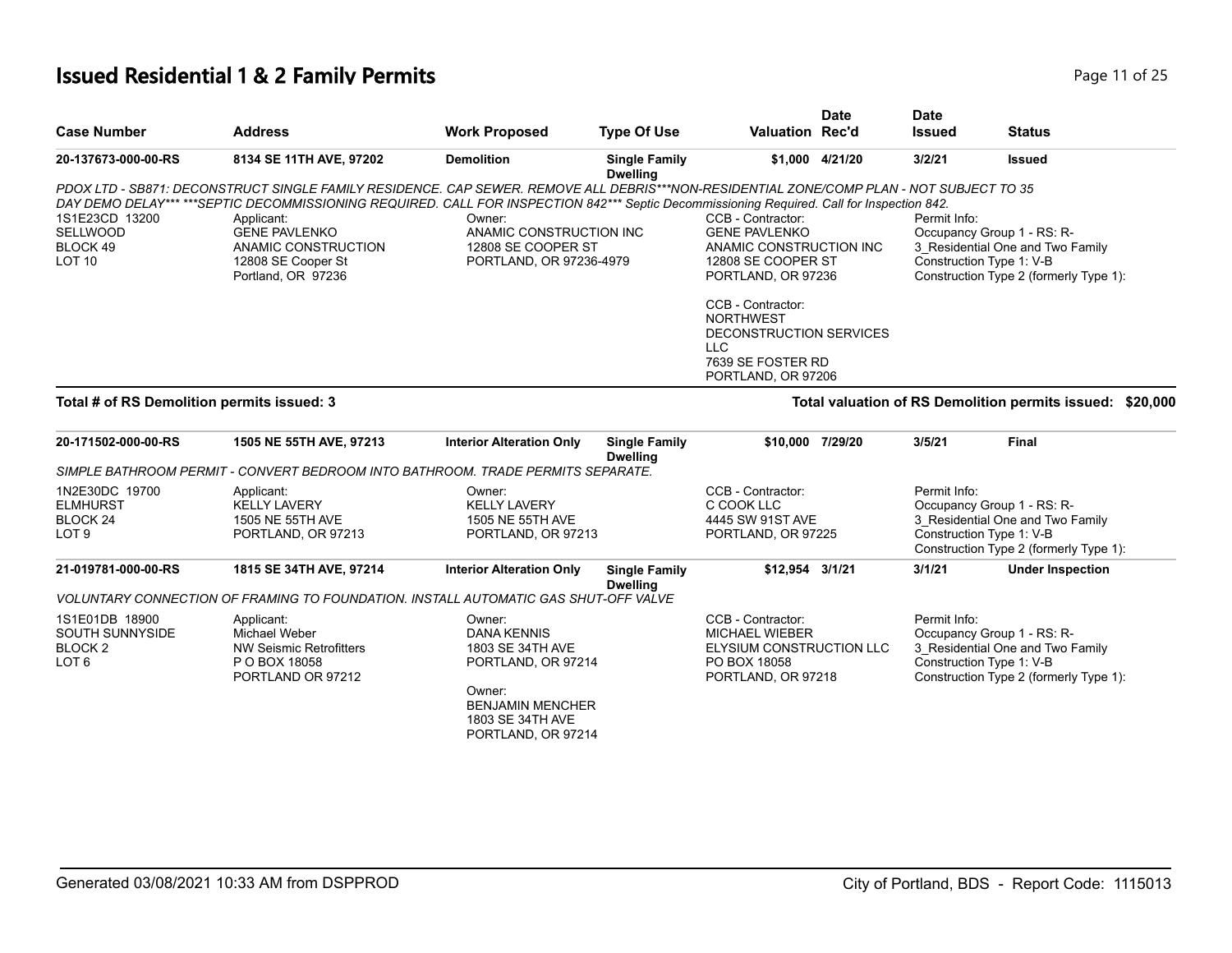# Issued Residential 1 & 2 Family Permits

| Case Number | Address | Work Proposed | Type Of Use | Valuation | Date Rec'd | Date Issued | Status |
|---|---|---|---|---|---|---|---|
| 20-137673-000-00-RS | 8134 SE 11TH AVE, 97202 | Demolition | Single Family Dwelling | $1,000 | 4/21/20 | 3/2/21 | Issued |

*PDOX LTD - SB871: DECONSTRUCT SINGLE FAMILY RESIDENCE. CAP SEWER. REMOVE ALL DEBRIS***NON-RESIDENTIAL ZONE/COMP PLAN - NOT SUBJECT TO 35 DAY DEMO DELAY*** ***SEPTIC DECOMMISSIONING REQUIRED. CALL FOR INSPECTION 842*** Septic Decommissioning Required. Call for Inspection 842.*

1S1E23CD 13200
SELLWOOD
BLOCK 49
LOT 10

Applicant:
GENE PAVLENKO
ANAMIC CONSTRUCTION
12808 SE Cooper St
Portland, OR 97236

Owner:
ANAMIC CONSTRUCTION INC
12808 SE COOPER ST
PORTLAND, OR 97236-4979

CCB - Contractor:
GENE PAVLENKO
ANAMIC CONSTRUCTION INC
12808 SE COOPER ST
PORTLAND, OR 97236

CCB - Contractor:
NORTHWEST DECONSTRUCTION SERVICES LLC
7639 SE FOSTER RD
PORTLAND, OR 97206

Permit Info:
Occupancy Group 1 - RS: R-3_Residential One and Two Family
Construction Type 1: V-B
Construction Type 2 (formerly Type 1):

**Total # of RS Demolition permits issued: 3**

**Total valuation of RS Demolition permits issued: $20,000**

| Case Number | Address | Work Proposed | Type Of Use | Valuation | Date Rec'd | Date Issued | Status |
|---|---|---|---|---|---|---|---|
| 20-171502-000-00-RS | 1505 NE 55TH AVE, 97213 | Interior Alteration Only | Single Family Dwelling | $10,000 | 7/29/20 | 3/5/21 | Final |

*SIMPLE BATHROOM PERMIT - CONVERT BEDROOM INTO BATHROOM. TRADE PERMITS SEPARATE.*

1N2E30DC 19700
ELMHURST
BLOCK 24
LOT 9

Applicant:
KELLY LAVERY
1505 NE 55TH AVE
PORTLAND, OR 97213

Owner:
KELLY LAVERY
1505 NE 55TH AVE
PORTLAND, OR 97213

CCB - Contractor:
C COOK LLC
4445 SW 91ST AVE
PORTLAND, OR 97225

Permit Info:
Occupancy Group 1 - RS: R-3_Residential One and Two Family
Construction Type 1: V-B
Construction Type 2 (formerly Type 1):

| Case Number | Address | Work Proposed | Type Of Use | Valuation | Date Rec'd | Date Issued | Status |
|---|---|---|---|---|---|---|---|
| 21-019781-000-00-RS | 1815 SE 34TH AVE, 97214 | Interior Alteration Only | Single Family Dwelling | $12,954 | 3/1/21 | 3/1/21 | Under Inspection |

*VOLUNTARY CONNECTION OF FRAMING TO FOUNDATION. INSTALL AUTOMATIC GAS SHUT-OFF VALVE*

1S1E01DB 18900
SOUTH SUNNYSIDE
BLOCK 2
LOT 6

Applicant:
Michael Weber
NW Seismic Retrofitters
P O BOX 18058
PORTLAND OR 97212

Owner:
DANA KENNIS
1803 SE 34TH AVE
PORTLAND, OR 97214

Owner:
BENJAMIN MENCHER
1803 SE 34TH AVE
PORTLAND, OR 97214

CCB - Contractor:
MICHAEL WIEBER
ELYSIUM CONSTRUCTION LLC
PO BOX 18058
PORTLAND, OR 97218

Permit Info:
Occupancy Group 1 - RS: R-3_Residential One and Two Family
Construction Type 1: V-B
Construction Type 2 (formerly Type 1):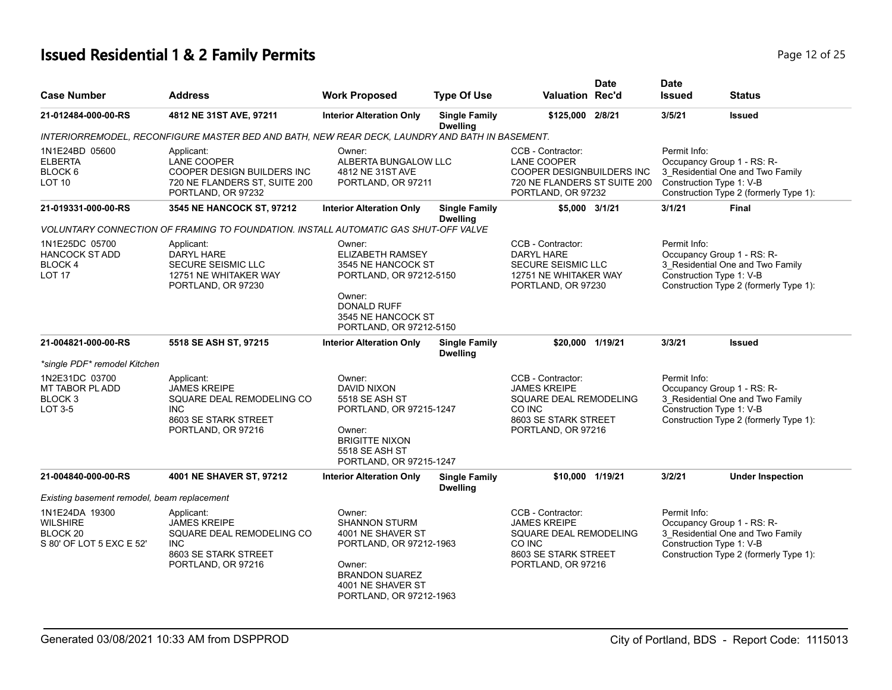# Issued Residential 1 & 2 Family Permits

| Case Number | Address | Work Proposed | Type Of Use | Valuation | Date Rec'd | Date Issued | Status |
|---|---|---|---|---|---|---|---|
| 21-012484-000-00-RS | 4812 NE 31ST AVE, 97211 | Interior Alteration Only | Single Family Dwelling | $125,000 | 2/8/21 | 3/5/21 | Issued |

*INTERIORREMODEL, RECONFIGURE MASTER BED AND BATH, NEW REAR DECK, LAUNDRY AND BATH IN BASEMENT.*

| | | | | |
|---|---|---|---|---|
| 1N1E24BD 05600<br>ELBERTA<br>BLOCK 6<br>LOT 10 | Applicant:<br>LANE COOPER<br>COOPER DESIGN BUILDERS INC<br>720 NE FLANDERS ST, SUITE 200<br>PORTLAND, OR 97232 | Owner:<br>ALBERTA BUNGALOW LLC<br>4812 NE 31ST AVE<br>PORTLAND, OR 97211 | CCB - Contractor:<br>LANE COOPER<br>COOPER DESIGNBUILDERS INC<br>720 NE FLANDERS ST SUITE 200<br>PORTLAND, OR 97232 | Permit Info:<br>Occupancy Group 1 - RS: R-3_Residential One and Two Family<br>Construction Type 1: V-B<br>Construction Type 2 (formerly Type 1): |

| Case Number | Address | Work Proposed | Type Of Use | Valuation | Date Rec'd | Date Issued | Status |
|---|---|---|---|---|---|---|---|
| 21-019331-000-00-RS | 3545 NE HANCOCK ST, 97212 | Interior Alteration Only | Single Family Dwelling | $5,000 | 3/1/21 | 3/1/21 | Final |

*VOLUNTARY CONNECTION OF FRAMING TO FOUNDATION. INSTALL AUTOMATIC GAS SHUT-OFF VALVE*

| | | | | |
|---|---|---|---|---|
| 1N1E25DC 05700<br>HANCOCK ST ADD<br>BLOCK 4<br>LOT 17 | Applicant:<br>DARYL HARE<br>SECURE SEISMIC LLC<br>12751 NE WHITAKER WAY<br>PORTLAND, OR 97230 | Owner:<br>ELIZABETH RAMSEY<br>3545 NE HANCOCK ST<br>PORTLAND, OR 97212-5150<br>Owner:<br>DONALD RUFF<br>3545 NE HANCOCK ST<br>PORTLAND, OR 97212-5150 | CCB - Contractor:<br>DARYL HARE<br>SECURE SEISMIC LLC<br>12751 NE WHITAKER WAY<br>PORTLAND, OR 97230 | Permit Info:<br>Occupancy Group 1 - RS: R-3_Residential One and Two Family<br>Construction Type 1: V-B<br>Construction Type 2 (formerly Type 1): |

| Case Number | Address | Work Proposed | Type Of Use | Valuation | Date Rec'd | Date Issued | Status |
|---|---|---|---|---|---|---|---|
| 21-004821-000-00-RS | 5518 SE ASH ST, 97215 | Interior Alteration Only | Single Family Dwelling | $20,000 | 1/19/21 | 3/3/21 | Issued |

*\*single PDF\* remodel Kitchen*

| | | | | |
|---|---|---|---|---|
| 1N2E31DC 03700<br>MT TABOR PL ADD<br>BLOCK 3<br>LOT 3-5 | Applicant:<br>JAMES KREIPE<br>SQUARE DEAL REMODELING CO INC<br>8603 SE STARK STREET<br>PORTLAND, OR 97216 | Owner:<br>DAVID NIXON<br>5518 SE ASH ST<br>PORTLAND, OR 97215-1247<br>Owner:<br>BRIGITTE NIXON<br>5518 SE ASH ST<br>PORTLAND, OR 97215-1247 | CCB - Contractor:<br>JAMES KREIPE<br>SQUARE DEAL REMODELING CO INC<br>8603 SE STARK STREET<br>PORTLAND, OR 97216 | Permit Info:<br>Occupancy Group 1 - RS: R-3_Residential One and Two Family<br>Construction Type 1: V-B<br>Construction Type 2 (formerly Type 1): |

| Case Number | Address | Work Proposed | Type Of Use | Valuation | Date Rec'd | Date Issued | Status |
|---|---|---|---|---|---|---|---|
| 21-004840-000-00-RS | 4001 NE SHAVER ST, 97212 | Interior Alteration Only | Single Family Dwelling | $10,000 | 1/19/21 | 3/2/21 | Under Inspection |

*Existing basement remodel, beam replacement*

| | | | | |
|---|---|---|---|---|
| 1N1E24DA 19300<br>WILSHIRE<br>BLOCK 20<br>S 80' OF LOT 5 EXC E 52' | Applicant:<br>JAMES KREIPE<br>SQUARE DEAL REMODELING CO INC<br>8603 SE STARK STREET<br>PORTLAND, OR 97216 | Owner:<br>SHANNON STURM<br>4001 NE SHAVER ST<br>PORTLAND, OR 97212-1963<br>Owner:<br>BRANDON SUAREZ<br>4001 NE SHAVER ST<br>PORTLAND, OR 97212-1963 | CCB - Contractor:<br>JAMES KREIPE<br>SQUARE DEAL REMODELING CO INC<br>8603 SE STARK STREET<br>PORTLAND, OR 97216 | Permit Info:<br>Occupancy Group 1 - RS: R-3_Residential One and Two Family<br>Construction Type 1: V-B<br>Construction Type 2 (formerly Type 1): |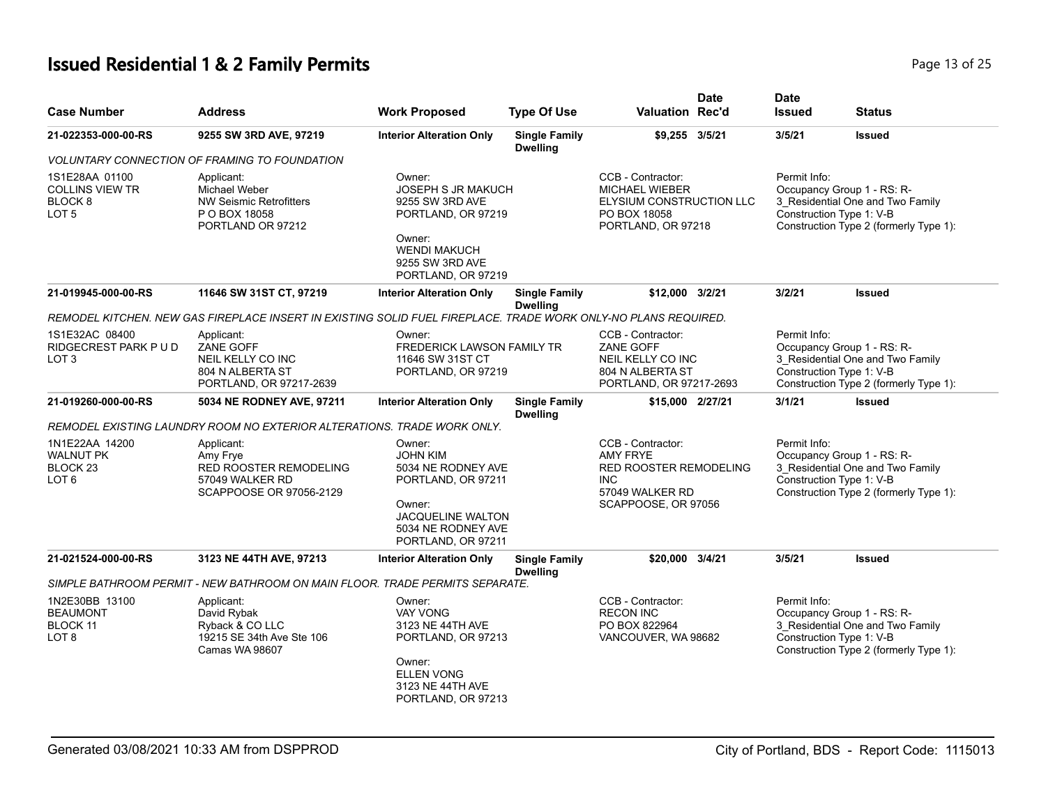# Issued Residential 1 & 2 Family Permits

| Case Number | Address | Work Proposed | Type Of Use | Valuation | Date Rec'd | Date Issued | Status |
|---|---|---|---|---|---|---|---|
| 21-022353-000-00-RS | 9255 SW 3RD AVE, 97219 | Interior Alteration Only | Single Family Dwelling | $9,255 | 3/5/21 | 3/5/21 | Issued |

*VOLUNTARY CONNECTION OF FRAMING TO FOUNDATION*

1S1E28AA 01100
COLLINS VIEW TR
BLOCK 8
LOT 5

Applicant:
Michael Weber
NW Seismic Retrofitters
P O BOX 18058
PORTLAND OR 97212

Owner:
JOSEPH S JR MAKUCH
9255 SW 3RD AVE
PORTLAND, OR 97219

Owner:
WENDI MAKUCH
9255 SW 3RD AVE
PORTLAND, OR 97219

CCB - Contractor:
MICHAEL WIEBER
ELYSIUM CONSTRUCTION LLC
PO BOX 18058
PORTLAND, OR 97218

Permit Info:
Occupancy Group 1 - RS: R-3_Residential One and Two Family
Construction Type 1: V-B
Construction Type 2 (formerly Type 1):

| Case Number | Address | Work Proposed | Type Of Use | Valuation | Date Rec'd | Date Issued | Status |
|---|---|---|---|---|---|---|---|
| 21-019945-000-00-RS | 11646 SW 31ST CT, 97219 | Interior Alteration Only | Single Family Dwelling | $12,000 | 3/2/21 | 3/2/21 | Issued |

*REMODEL KITCHEN. NEW GAS FIREPLACE INSERT IN EXISTING SOLID FUEL FIREPLACE. TRADE WORK ONLY-NO PLANS REQUIRED.*

1S1E32AC 08400
RIDGECREST PARK P U D
LOT 3

Applicant:
ZANE GOFF
NEIL KELLY CO INC
804 N ALBERTA ST
PORTLAND, OR 97217-2639

Owner:
FREDERICK LAWSON FAMILY TR
11646 SW 31ST CT
PORTLAND, OR 97219

CCB - Contractor:
ZANE GOFF
NEIL KELLY CO INC
804 N ALBERTA ST
PORTLAND, OR 97217-2693

Permit Info:
Occupancy Group 1 - RS: R-3_Residential One and Two Family
Construction Type 1: V-B
Construction Type 2 (formerly Type 1):

| Case Number | Address | Work Proposed | Type Of Use | Valuation | Date Rec'd | Date Issued | Status |
|---|---|---|---|---|---|---|---|
| 21-019260-000-00-RS | 5034 NE RODNEY AVE, 97211 | Interior Alteration Only | Single Family Dwelling | $15,000 | 2/27/21 | 3/1/21 | Issued |

*REMODEL EXISTING LAUNDRY ROOM NO EXTERIOR ALTERATIONS. TRADE WORK ONLY.*

1N1E22AA 14200
WALNUT PK
BLOCK 23
LOT 6

Applicant:
Amy Frye
RED ROOSTER REMODELING
57049 WALKER RD
SCAPPOOSE OR 97056-2129

Owner:
JOHN KIM
5034 NE RODNEY AVE
PORTLAND, OR 97211

Owner:
JACQUELINE WALTON
5034 NE RODNEY AVE
PORTLAND, OR 97211

CCB - Contractor:
AMY FRYE
RED ROOSTER REMODELING INC
57049 WALKER RD
SCAPPOOSE, OR 97056

Permit Info:
Occupancy Group 1 - RS: R-3_Residential One and Two Family
Construction Type 1: V-B
Construction Type 2 (formerly Type 1):

| Case Number | Address | Work Proposed | Type Of Use | Valuation | Date Rec'd | Date Issued | Status |
|---|---|---|---|---|---|---|---|
| 21-021524-000-00-RS | 3123 NE 44TH AVE, 97213 | Interior Alteration Only | Single Family Dwelling | $20,000 | 3/4/21 | 3/5/21 | Issued |

*SIMPLE BATHROOM PERMIT - NEW BATHROOM ON MAIN FLOOR. TRADE PERMITS SEPARATE.*

1N2E30BB 13100
BEAUMONT
BLOCK 11
LOT 8

Applicant:
David Rybak
Ryback & CO LLC
19215 SE 34th Ave Ste 106
Camas WA 98607

Owner:
VAY VONG
3123 NE 44TH AVE
PORTLAND, OR 97213

Owner:
ELLEN VONG
3123 NE 44TH AVE
PORTLAND, OR 97213

CCB - Contractor:
RECON INC
PO BOX 822964
VANCOUVER, WA 98682

Permit Info:
Occupancy Group 1 - RS: R-3_Residential One and Two Family
Construction Type 1: V-B
Construction Type 2 (formerly Type 1):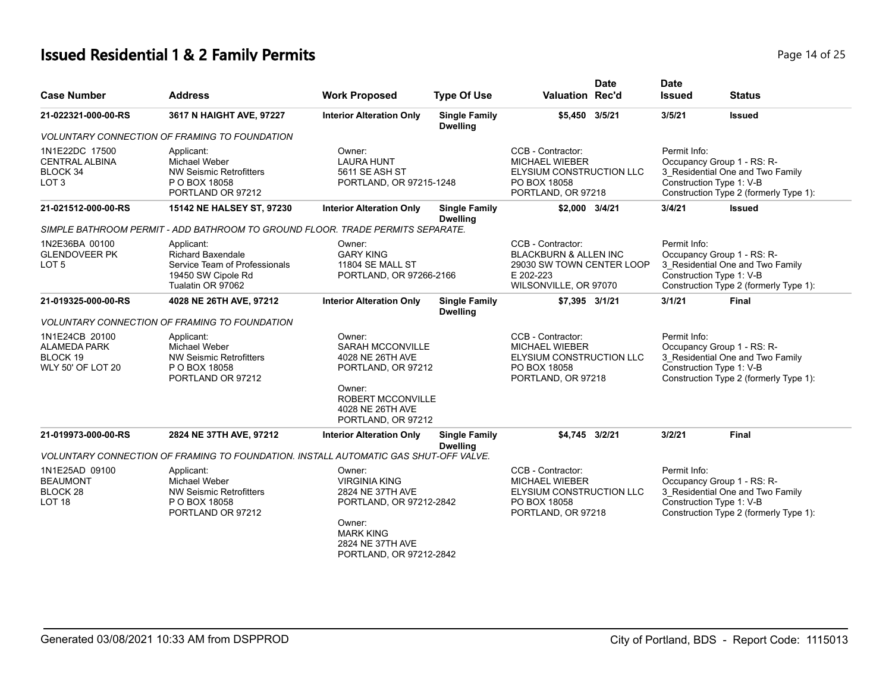# Issued Residential 1 & 2 Family Permits

| Case Number | Address | Work Proposed | Type Of Use | Valuation | Date Rec'd | Date Issued | Status |
|---|---|---|---|---|---|---|---|
| 21-022321-000-00-RS | 3617 N HAIGHT AVE, 97227 | Interior Alteration Only | Single Family Dwelling | $5,450 | 3/5/21 | 3/5/21 | Issued |
| *VOLUNTARY CONNECTION OF FRAMING TO FOUNDATION* | | | | | | | |
| 1N1E22DC 17500<br>CENTRAL ALBINA<br>BLOCK 34<br>LOT 3 | Applicant:<br>Michael Weber<br>NW Seismic Retrofitters<br>P O BOX 18058<br>PORTLAND OR 97212 | Owner:<br>LAURA HUNT<br>5611 SE ASH ST<br>PORTLAND, OR 97215-1248 | | CCB - Contractor:<br>MICHAEL WIEBER<br>ELYSIUM CONSTRUCTION LLC<br>PO BOX 18058<br>PORTLAND, OR 97218 | | Permit Info:<br>Occupancy Group 1 - RS: R-3_Residential One and Two Family<br>Construction Type 1: V-B<br>Construction Type 2 (formerly Type 1): | |
| 21-021512-000-00-RS | 15142 NE HALSEY ST, 97230 | Interior Alteration Only | Single Family Dwelling | $2,000 | 3/4/21 | 3/4/21 | Issued |
| *SIMPLE BATHROOM PERMIT - ADD BATHROOM TO GROUND FLOOR. TRADE PERMITS SEPARATE.* | | | | | | | |
| 1N2E36BA 00100<br>GLENDOVEER PK<br>LOT 5 | Applicant:<br>Richard Baxendale<br>Service Team of Professionals<br>19450 SW Cipole Rd<br>Tualatin OR 97062 | Owner:<br>GARY KING<br>11804 SE MALL ST<br>PORTLAND, OR 97266-2166 | | CCB - Contractor:<br>BLACKBURN & ALLEN INC<br>29030 SW TOWN CENTER LOOP E 202-223<br>WILSONVILLE, OR 97070 | | Permit Info:<br>Occupancy Group 1 - RS: R-3_Residential One and Two Family<br>Construction Type 1: V-B<br>Construction Type 2 (formerly Type 1): | |
| 21-019325-000-00-RS | 4028 NE 26TH AVE, 97212 | Interior Alteration Only | Single Family Dwelling | $7,395 | 3/1/21 | 3/1/21 | Final |
| *VOLUNTARY CONNECTION OF FRAMING TO FOUNDATION* | | | | | | | |
| 1N1E24CB 20100<br>ALAMEDA PARK<br>BLOCK 19<br>WLY 50' OF LOT 20 | Applicant:<br>Michael Weber<br>NW Seismic Retrofitters<br>P O BOX 18058<br>PORTLAND OR 97212 | Owner:<br>SARAH MCCONVILLE<br>4028 NE 26TH AVE<br>PORTLAND, OR 97212<br>Owner:<br>ROBERT MCCONVILLE<br>4028 NE 26TH AVE<br>PORTLAND, OR 97212 | | CCB - Contractor:<br>MICHAEL WIEBER<br>ELYSIUM CONSTRUCTION LLC<br>PO BOX 18058<br>PORTLAND, OR 97218 | | Permit Info:<br>Occupancy Group 1 - RS: R-3_Residential One and Two Family<br>Construction Type 1: V-B<br>Construction Type 2 (formerly Type 1): | |
| 21-019973-000-00-RS | 2824 NE 37TH AVE, 97212 | Interior Alteration Only | Single Family Dwelling | $4,745 | 3/2/21 | 3/2/21 | Final |
| *VOLUNTARY CONNECTION OF FRAMING TO FOUNDATION. INSTALL AUTOMATIC GAS SHUT-OFF VALVE.* | | | | | | | |
| 1N1E25AD 09100<br>BEAUMONT<br>BLOCK 28<br>LOT 18 | Applicant:<br>Michael Weber<br>NW Seismic Retrofitters<br>P O BOX 18058<br>PORTLAND OR 97212 | Owner:<br>VIRGINIA KING<br>2824 NE 37TH AVE<br>PORTLAND, OR 97212-2842<br>Owner:<br>MARK KING<br>2824 NE 37TH AVE<br>PORTLAND, OR 97212-2842 | | CCB - Contractor:<br>MICHAEL WIEBER<br>ELYSIUM CONSTRUCTION LLC<br>PO BOX 18058<br>PORTLAND, OR 97218 | | Permit Info:<br>Occupancy Group 1 - RS: R-3_Residential One and Two Family<br>Construction Type 1: V-B<br>Construction Type 2 (formerly Type 1): | |

Generated 03/08/2021 10:33 AM from DSPPROD City of Portland, BDS - Report Code: 1115013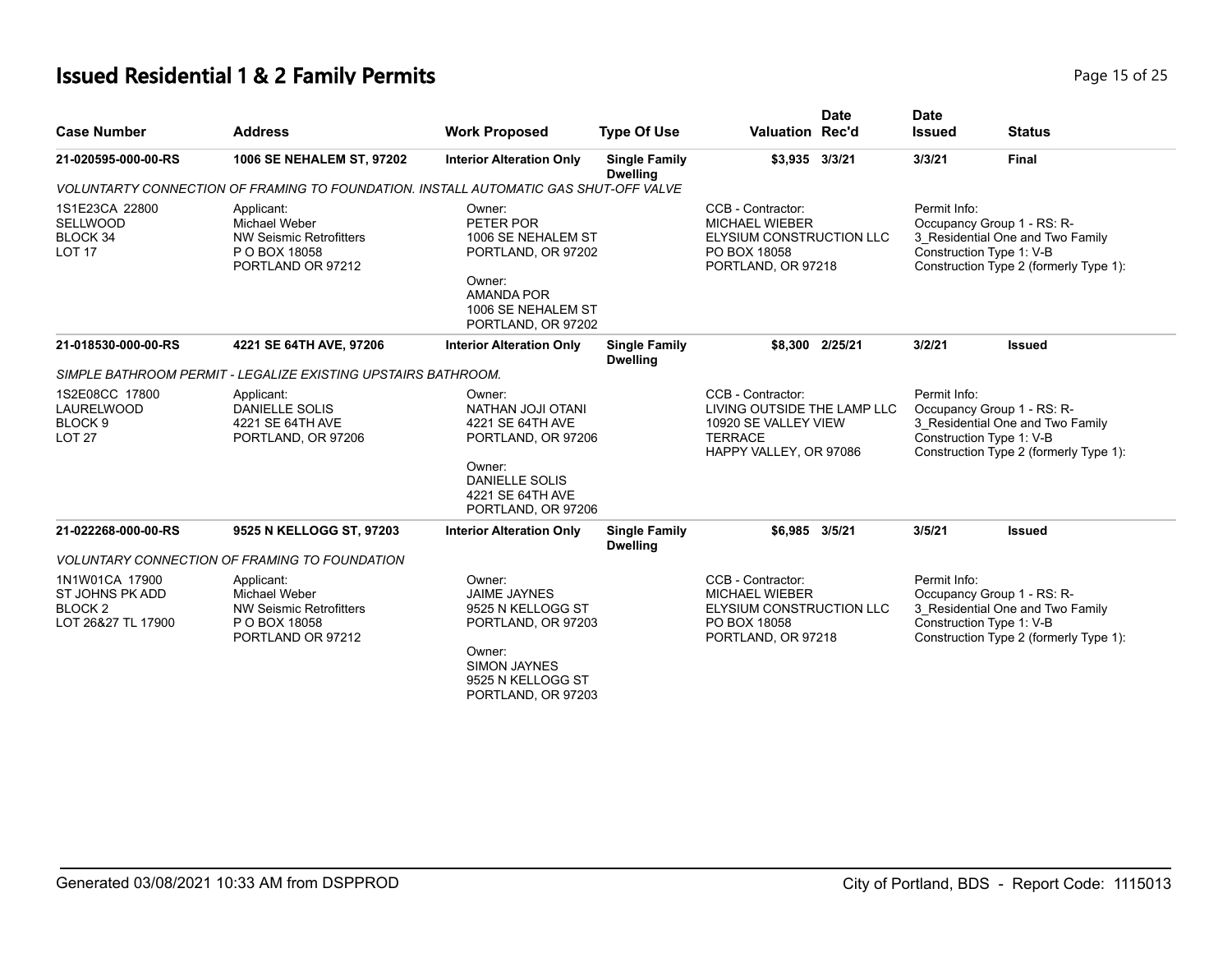# Issued Residential 1 & 2 Family Permits

| Case Number | Address | Work Proposed | Type Of Use | Valuation | Date Rec'd | Date Issued | Status |
|---|---|---|---|---|---|---|---|
| **21-020595-000-00-RS** | **1006 SE NEHALEM ST, 97202** | **Interior Alteration Only** | **Single Family Dwelling** | **$3,935** | **3/3/21** | **3/3/21** | **Final** |

*VOLUNTARTY CONNECTION OF FRAMING TO FOUNDATION. INSTALL AUTOMATIC GAS SHUT-OFF VALVE*

1S1E23CA 22800
SELLWOOD
BLOCK 34
LOT 17

Applicant:
Michael Weber
NW Seismic Retrofitters
P O BOX 18058
PORTLAND OR 97212

Owner:
PETER POR
1006 SE NEHALEM ST
PORTLAND, OR 97202

Owner:
AMANDA POR
1006 SE NEHALEM ST
PORTLAND, OR 97202

CCB - Contractor:
MICHAEL WIEBER
ELYSIUM CONSTRUCTION LLC
PO BOX 18058
PORTLAND, OR 97218

Permit Info:
Occupancy Group 1 - RS: R-3_Residential One and Two Family
Construction Type 1: V-B
Construction Type 2 (formerly Type 1):

| Case Number | Address | Work Proposed | Type Of Use | Valuation | Date Rec'd | Date Issued | Status |
|---|---|---|---|---|---|---|---|
| **21-018530-000-00-RS** | **4221 SE 64TH AVE, 97206** | **Interior Alteration Only** | **Single Family Dwelling** | **$8,300** | **2/25/21** | **3/2/21** | **Issued** |

*SIMPLE BATHROOM PERMIT - LEGALIZE EXISTING UPSTAIRS BATHROOM.*

1S2E08CC 17800
LAURELWOOD
BLOCK 9
LOT 27

Applicant:
DANIELLE SOLIS
4221 SE 64TH AVE
PORTLAND, OR 97206

Owner:
NATHAN JOJI OTANI
4221 SE 64TH AVE
PORTLAND, OR 97206

Owner:
DANIELLE SOLIS
4221 SE 64TH AVE
PORTLAND, OR 97206

CCB - Contractor:
LIVING OUTSIDE THE LAMP LLC
10920 SE VALLEY VIEW TERRACE
HAPPY VALLEY, OR 97086

Permit Info:
Occupancy Group 1 - RS: R-3_Residential One and Two Family
Construction Type 1: V-B
Construction Type 2 (formerly Type 1):

| Case Number | Address | Work Proposed | Type Of Use | Valuation | Date Rec'd | Date Issued | Status |
|---|---|---|---|---|---|---|---|
| **21-022268-000-00-RS** | **9525 N KELLOGG ST, 97203** | **Interior Alteration Only** | **Single Family Dwelling** | **$6,985** | **3/5/21** | **3/5/21** | **Issued** |

*VOLUNTARY CONNECTION OF FRAMING TO FOUNDATION*

1N1W01CA 17900
ST JOHNS PK ADD
BLOCK 2
LOT 26&27 TL 17900

Applicant:
Michael Weber
NW Seismic Retrofitters
P O BOX 18058
PORTLAND OR 97212

Owner:
JAIME JAYNES
9525 N KELLOGG ST
PORTLAND, OR 97203

Owner:
SIMON JAYNES
9525 N KELLOGG ST
PORTLAND, OR 97203

CCB - Contractor:
MICHAEL WIEBER
ELYSIUM CONSTRUCTION LLC
PO BOX 18058
PORTLAND, OR 97218

Permit Info:
Occupancy Group 1 - RS: R-3_Residential One and Two Family
Construction Type 1: V-B
Construction Type 2 (formerly Type 1):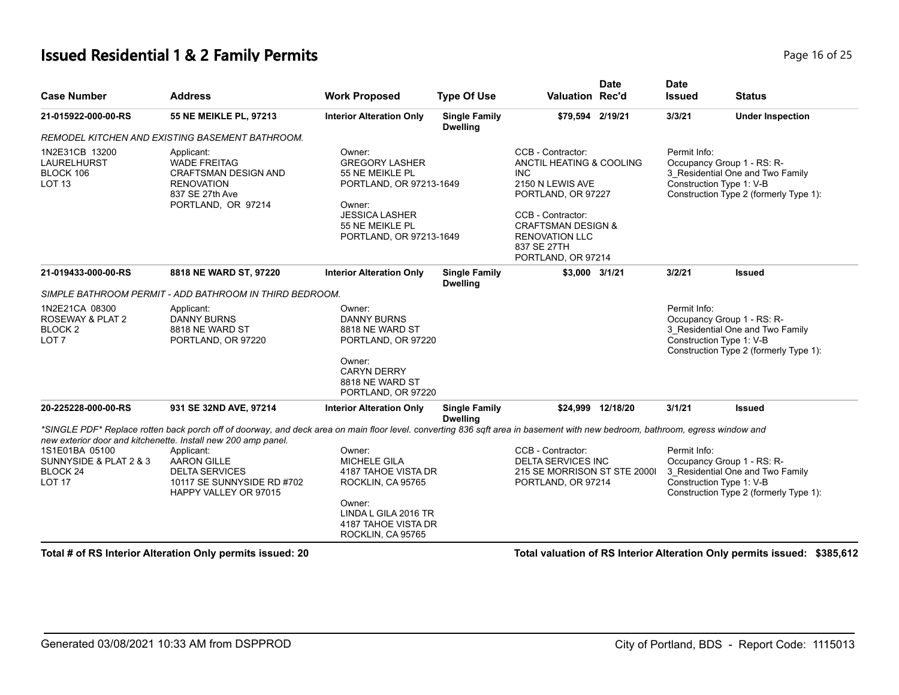## Issued Residential 1 & 2 Family Permits

| Case Number | Address | Work Proposed | Type Of Use | Valuation | Date Rec'd | Date Issued | Status |
|---|---|---|---|---|---|---|---|
| **21-015922-000-00-RS** | **55 NE MEIKLE PL, 97213** | **Interior Alteration Only** | **Single Family Dwelling** | **$79,594** | **2/19/21** | **3/3/21** | **Under Inspection** |

*REMODEL KITCHEN AND EXISTING BASEMENT BATHROOM.*

1N2E31CB 13200
LAURELHURST
BLOCK 106
LOT 13

Applicant:
WADE FREITAG
CRAFTSMAN DESIGN AND RENOVATION
837 SE 27th Ave
PORTLAND, OR 97214

Owner:
GREGORY LASHER
55 NE MEIKLE PL
PORTLAND, OR 97213-1649

Owner:
JESSICA LASHER
55 NE MEIKLE PL
PORTLAND, OR 97213-1649

CCB - Contractor:
ANCTIL HEATING & COOLING INC
2150 N LEWIS AVE
PORTLAND, OR 97227

CCB - Contractor:
CRAFTSMAN DESIGN & RENOVATION LLC
837 SE 27TH
PORTLAND, OR 97214

Permit Info:
Occupancy Group 1 - RS: R-3_Residential One and Two Family
Construction Type 1: V-B
Construction Type 2 (formerly Type 1):

| Case Number | Address | Work Proposed | Type Of Use | Valuation | Date Rec'd | Date Issued | Status |
|---|---|---|---|---|---|---|---|
| **21-019433-000-00-RS** | **8818 NE WARD ST, 97220** | **Interior Alteration Only** | **Single Family Dwelling** | **$3,000** | **3/1/21** | **3/2/21** | **Issued** |

*SIMPLE BATHROOM PERMIT - ADD BATHROOM IN THIRD BEDROOM.*

1N2E21CA 08300
ROSEWAY & PLAT 2
BLOCK 2
LOT 7

Applicant:
DANNY BURNS
8818 NE WARD ST
PORTLAND, OR 97220

Owner:
DANNY BURNS
8818 NE WARD ST
PORTLAND, OR 97220

Owner:
CARYN DERRY
8818 NE WARD ST
PORTLAND, OR 97220

Permit Info:
Occupancy Group 1 - RS: R-3_Residential One and Two Family
Construction Type 1: V-B
Construction Type 2 (formerly Type 1):

| Case Number | Address | Work Proposed | Type Of Use | Valuation | Date Rec'd | Date Issued | Status |
|---|---|---|---|---|---|---|---|
| **20-225228-000-00-RS** | **931 SE 32ND AVE, 97214** | **Interior Alteration Only** | **Single Family Dwelling** | **$24,999** | **12/18/20** | **3/1/21** | **Issued** |

*\*SINGLE PDF\* Replace rotten back porch off of doorway, and deck area on main floor level. converting 836 sqft area in basement with new bedroom, bathroom, egress window and new exterior door and kitchenette. Install new 200 amp panel.*

1S1E01BA 05100
SUNNYSIDE & PLAT 2 & 3
BLOCK 24
LOT 17

Applicant:
AARON GILLE
DELTA SERVICES
10117 SE SUNNYSIDE RD #702
HAPPY VALLEY OR 97015

Owner:
MICHELE GILA
4187 TAHOE VISTA DR
ROCKLIN, CA 95765

Owner:
LINDA L GILA 2016 TR
4187 TAHOE VISTA DR
ROCKLIN, CA 95765

CCB - Contractor:
DELTA SERVICES INC
215 SE MORRISON ST STE 2000I
PORTLAND, OR 97214

Permit Info:
Occupancy Group 1 - RS: R-3_Residential One and Two Family
Construction Type 1: V-B
Construction Type 2 (formerly Type 1):

**Total # of RS Interior Alteration Only permits issued: 20**

**Total valuation of RS Interior Alteration Only permits issued: $385,612**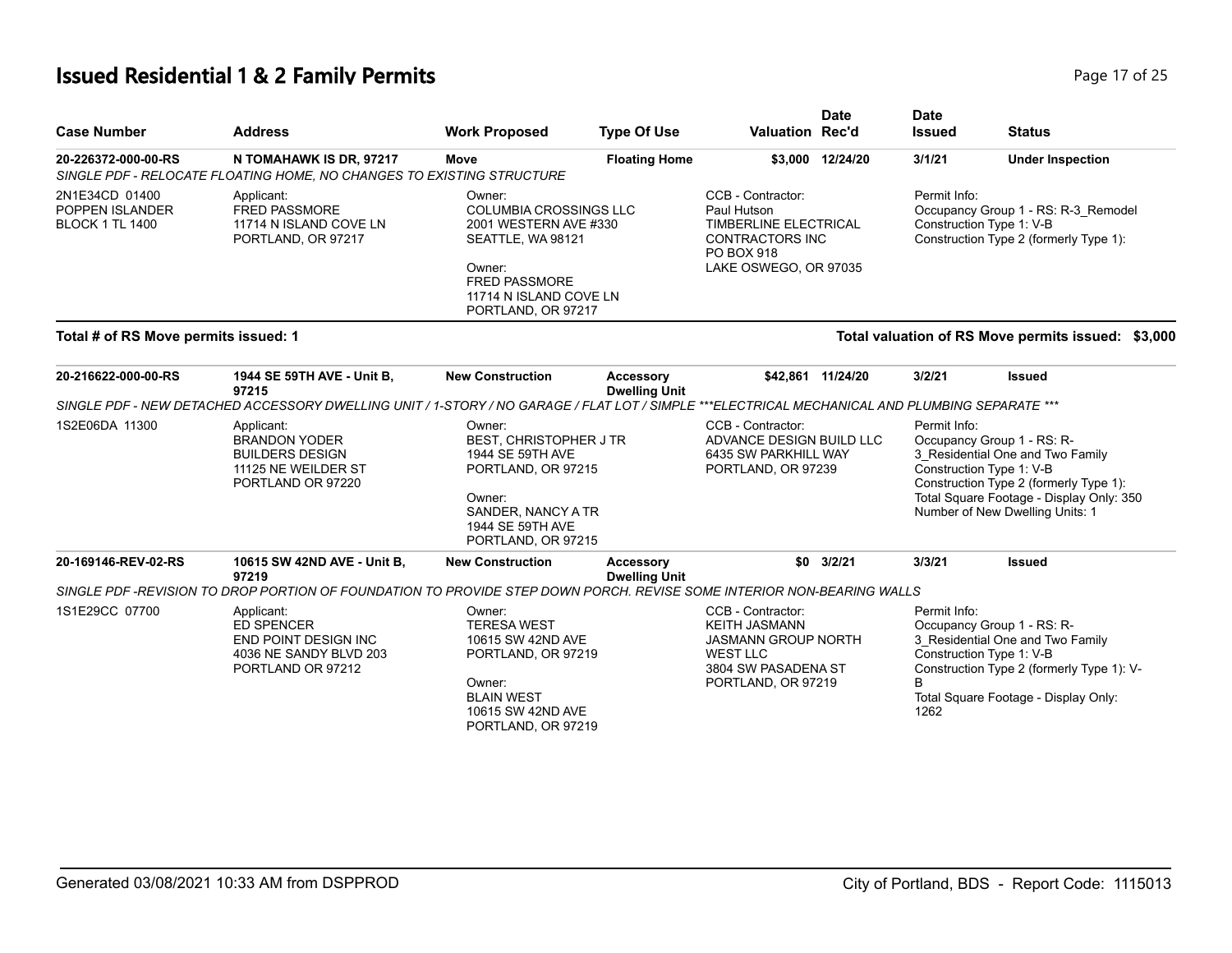# Issued Residential 1 & 2 Family Permits

| Case Number | Address | Work Proposed | Type Of Use | Valuation | Date Rec'd | Date Issued | Status |
|---|---|---|---|---|---|---|---|
| **20-226372-000-00-RS** | **N TOMAHAWK IS DR, 97217** | **Move** | **Floating Home** | **$3,000** | **12/24/20** | **3/1/21** | **Under Inspection** |

*SINGLE PDF - RELOCATE FLOATING HOME, NO CHANGES TO EXISTING STRUCTURE*

2N1E34CD 01400
POPPEN ISLANDER
BLOCK 1 TL 1400

Applicant:
FRED PASSMORE
11714 N ISLAND COVE LN
PORTLAND, OR 97217

Owner:
COLUMBIA CROSSINGS LLC
2001 WESTERN AVE #330
SEATTLE, WA 98121

Owner:
FRED PASSMORE
11714 N ISLAND COVE LN
PORTLAND, OR 97217

CCB - Contractor:
Paul Hutson
TIMBERLINE ELECTRICAL CONTRACTORS INC
PO BOX 918
LAKE OSWEGO, OR 97035

Permit Info:
Occupancy Group 1 - RS: R-3_Remodel
Construction Type 1: V-B
Construction Type 2 (formerly Type 1):

**Total # of RS Move permits issued: 1**

**Total valuation of RS Move permits issued: $3,000**

| Case Number | Address | Work Proposed | Type Of Use | Valuation | Date Rec'd | Date Issued | Status |
|---|---|---|---|---|---|---|---|
| **20-216622-000-00-RS** | **1944 SE 59TH AVE - Unit B, 97215** | **New Construction** | **Accessory Dwelling Unit** | **$42,861** | **11/24/20** | **3/2/21** | **Issued** |

*SINGLE PDF - NEW DETACHED ACCESSORY DWELLING UNIT / 1-STORY / NO GARAGE / FLAT LOT / SIMPLE ***ELECTRICAL MECHANICAL AND PLUMBING SEPARATE ****

1S2E06DA 11300

Applicant:
BRANDON YODER
BUILDERS DESIGN
11125 NE WEILDER ST
PORTLAND OR 97220

Owner:
BEST, CHRISTOPHER J TR
1944 SE 59TH AVE
PORTLAND, OR 97215

Owner:
SANDER, NANCY A TR
1944 SE 59TH AVE
PORTLAND, OR 97215

CCB - Contractor:
ADVANCE DESIGN BUILD LLC
6435 SW PARKHILL WAY
PORTLAND, OR 97239

Permit Info:
Occupancy Group 1 - RS: R-3_Residential One and Two Family
Construction Type 1: V-B
Construction Type 2 (formerly Type 1):
Total Square Footage - Display Only: 350
Number of New Dwelling Units: 1

| Case Number | Address | Work Proposed | Type Of Use | Valuation | Date Rec'd | Date Issued | Status |
|---|---|---|---|---|---|---|---|
| **20-169146-REV-02-RS** | **10615 SW 42ND AVE - Unit B, 97219** | **New Construction** | **Accessory Dwelling Unit** | **$0** | **3/2/21** | **3/3/21** | **Issued** |

*SINGLE PDF -REVISION TO DROP PORTION OF FOUNDATION TO PROVIDE STEP DOWN PORCH. REVISE SOME INTERIOR NON-BEARING WALLS*

1S1E29CC 07700

Applicant:
ED SPENCER
END POINT DESIGN INC
4036 NE SANDY BLVD 203
PORTLAND OR 97212

Owner:
TERESA WEST
10615 SW 42ND AVE
PORTLAND, OR 97219

Owner:
BLAIN WEST
10615 SW 42ND AVE
PORTLAND, OR 97219

CCB - Contractor:
KEITH JASMANN
JASMANN GROUP NORTH WEST LLC
3804 SW PASADENA ST
PORTLAND, OR 97219

Permit Info:
Occupancy Group 1 - RS: R-3_Residential One and Two Family
Construction Type 1: V-B
Construction Type 2 (formerly Type 1): V-B
Total Square Footage - Display Only: 1262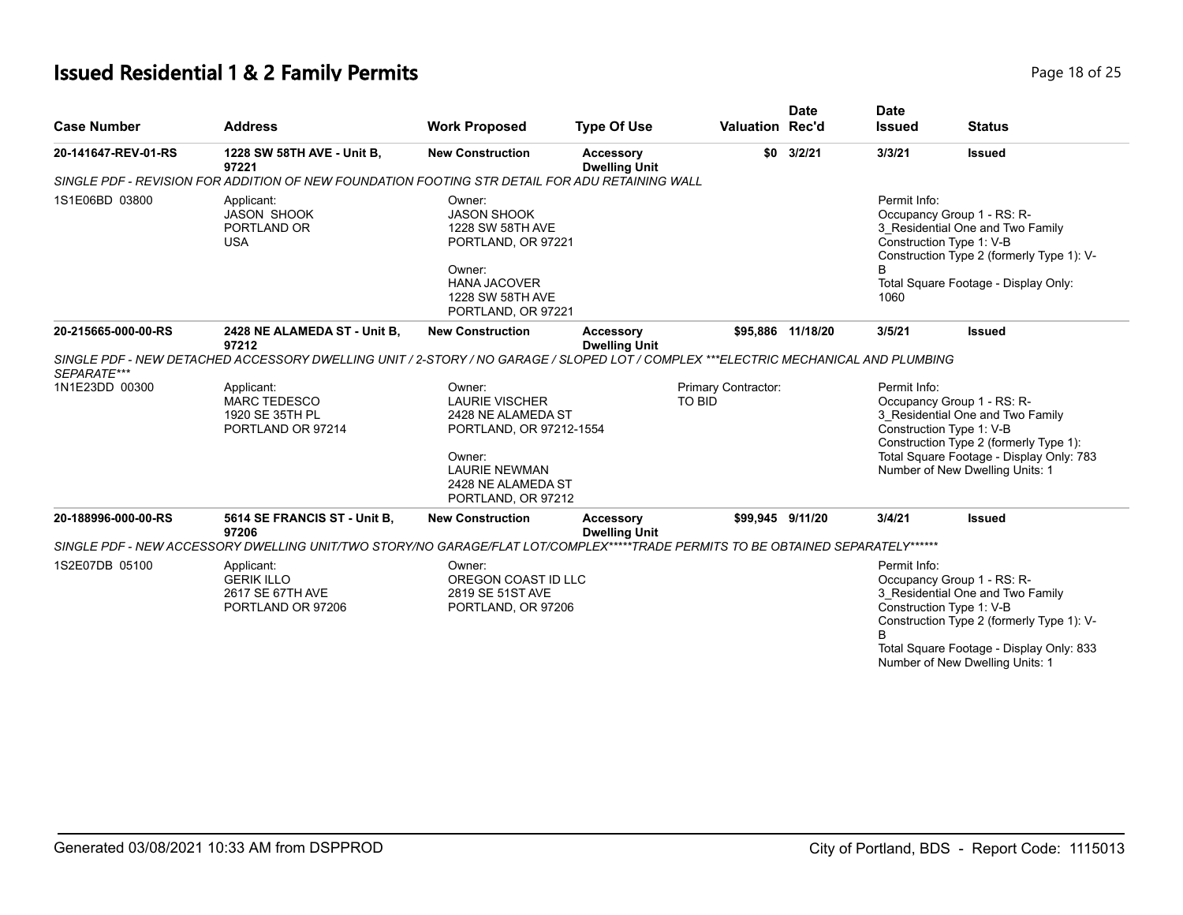# Issued Residential 1 & 2 Family Permits

| Case Number | Address | Work Proposed | Type Of Use | Valuation | Date Rec'd | Date Issued | Status |
|---|---|---|---|---|---|---|---|
| **20-141647-REV-01-RS** | **1228 SW 58TH AVE - Unit B, 97221** | **New Construction** | **Accessory Dwelling Unit** | **$0** | **3/2/21** | **3/3/21** | **Issued** |
| *SINGLE PDF - REVISION FOR ADDITION OF NEW FOUNDATION FOOTING STR DETAIL FOR ADU RETAINING WALL* | | | | | | | |
| 1S1E06BD 03800 | Applicant: JASON SHOOK PORTLAND OR USA | Owner: JASON SHOOK 1228 SW 58TH AVE PORTLAND, OR 97221<br>Owner: HANA JACOVER 1228 SW 58TH AVE PORTLAND, OR 97221 | | | | Permit Info: Occupancy Group 1 - RS: R-3_Residential One and Two Family<br>Construction Type 1: V-B<br>Construction Type 2 (formerly Type 1): V-B<br>Total Square Footage - Display Only: 1060 | |
| **20-215665-000-00-RS** | **2428 NE ALAMEDA ST - Unit B, 97212** | **New Construction** | **Accessory Dwelling Unit** | **$95,886** | **11/18/20** | **3/5/21** | **Issued** |
| *SINGLE PDF - NEW DETACHED ACCESSORY DWELLING UNIT / 2-STORY / NO GARAGE / SLOPED LOT / COMPLEX ***ELECTRIC MECHANICAL AND PLUMBING SEPARATE**** | | | | | | | |
| 1N1E23DD 00300 | Applicant: MARC TEDESCO 1920 SE 35TH PL PORTLAND OR 97214 | Owner: LAURIE VISCHER 2428 NE ALAMEDA ST PORTLAND, OR 97212-1554<br>Owner: LAURIE NEWMAN 2428 NE ALAMEDA ST PORTLAND, OR 97212 | | Primary Contractor: TO BID | | Permit Info: Occupancy Group 1 - RS: R-3_Residential One and Two Family<br>Construction Type 1: V-B<br>Construction Type 2 (formerly Type 1):<br>Total Square Footage - Display Only: 783<br>Number of New Dwelling Units: 1 | |
| **20-188996-000-00-RS** | **5614 SE FRANCIS ST - Unit B, 97206** | **New Construction** | **Accessory Dwelling Unit** | **$99,945** | **9/11/20** | **3/4/21** | **Issued** |
| *SINGLE PDF - NEW ACCESSORY DWELLING UNIT/TWO STORY/NO GARAGE/FLAT LOT/COMPLEX*****TRADE PERMITS TO BE OBTAINED SEPARATELY****** | | | | | | | |
| 1S2E07DB 05100 | Applicant: GERIK ILLO 2617 SE 67TH AVE PORTLAND OR 97206 | Owner: OREGON COAST ID LLC 2819 SE 51ST AVE PORTLAND, OR 97206 | | | | Permit Info: Occupancy Group 1 - RS: R-3_Residential One and Two Family<br>Construction Type 1: V-B<br>Construction Type 2 (formerly Type 1): V-B<br>Total Square Footage - Display Only: 833<br>Number of New Dwelling Units: 1 | |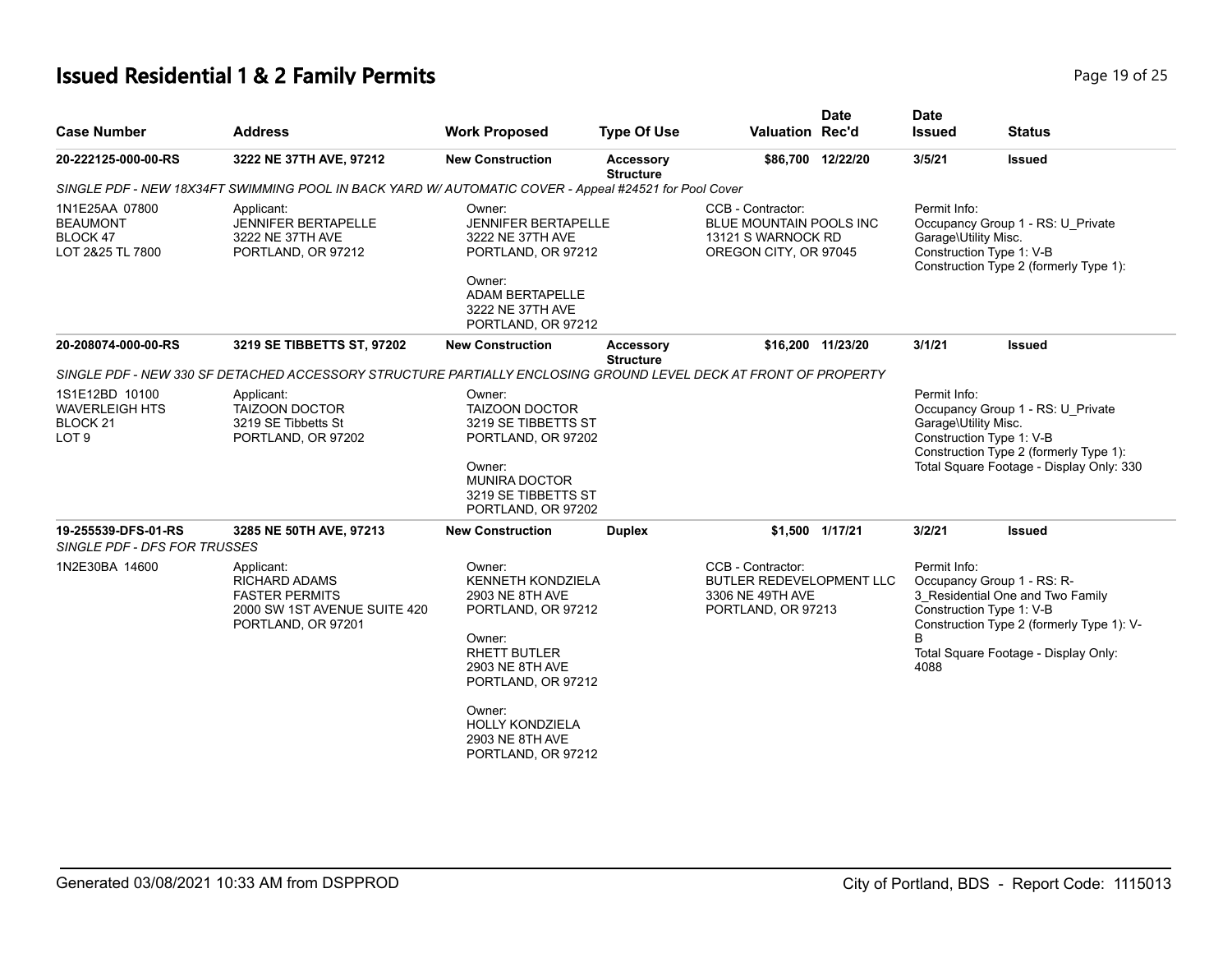# Issued Residential 1 & 2 Family Permits

| Case Number | Address | Work Proposed | Type Of Use | Valuation | Date Rec'd | Date Issued | Status |
|---|---|---|---|---|---|---|---|
| 20-222125-000-00-RS | 3222 NE 37TH AVE, 97212 | New Construction | Accessory Structure | $86,700 | 12/22/20 | 3/5/21 | Issued |

*SINGLE PDF - NEW 18X34FT SWIMMING POOL IN BACK YARD W/ AUTOMATIC COVER - Appeal #24521 for Pool Cover*

1N1E25AA 07800
BEAUMONT
BLOCK 47
LOT 2&25 TL 7800

Applicant:
JENNIFER BERTAPELLE
3222 NE 37TH AVE
PORTLAND, OR 97212

Owner:
JENNIFER BERTAPELLE
3222 NE 37TH AVE
PORTLAND, OR 97212

Owner:
ADAM BERTAPELLE
3222 NE 37TH AVE
PORTLAND, OR 97212

CCB - Contractor:
BLUE MOUNTAIN POOLS INC
13121 S WARNOCK RD
OREGON CITY, OR 97045

Permit Info:
Occupancy Group 1 - RS: U_Private Garage\Utility Misc.
Construction Type 1: V-B
Construction Type 2 (formerly Type 1):

| Case Number | Address | Work Proposed | Type Of Use | Valuation | Date Rec'd | Date Issued | Status |
|---|---|---|---|---|---|---|---|
| 20-208074-000-00-RS | 3219 SE TIBBETTS ST, 97202 | New Construction | Accessory Structure | $16,200 | 11/23/20 | 3/1/21 | Issued |

*SINGLE PDF - NEW 330 SF DETACHED ACCESSORY STRUCTURE PARTIALLY ENCLOSING GROUND LEVEL DECK AT FRONT OF PROPERTY*

1S1E12BD 10100
WAVERLEIGH HTS
BLOCK 21
LOT 9

Applicant:
TAIZOON DOCTOR
3219 SE Tibbetts St
PORTLAND, OR 97202

Owner:
TAIZOON DOCTOR
3219 SE TIBBETTS ST
PORTLAND, OR 97202

Owner:
MUNIRA DOCTOR
3219 SE TIBBETTS ST
PORTLAND, OR 97202

Permit Info:
Occupancy Group 1 - RS: U_Private Garage\Utility Misc.
Construction Type 1: V-B
Construction Type 2 (formerly Type 1):
Total Square Footage - Display Only: 330

| Case Number | Address | Work Proposed | Type Of Use | Valuation | Date Rec'd | Date Issued | Status |
|---|---|---|---|---|---|---|---|
| 19-255539-DFS-01-RS | 3285 NE 50TH AVE, 97213 | New Construction | Duplex | $1,500 | 1/17/21 | 3/2/21 | Issued |

*SINGLE PDF - DFS FOR TRUSSES*

1N2E30BA 14600

Applicant:
RICHARD ADAMS
FASTER PERMITS
2000 SW 1ST AVENUE SUITE 420
PORTLAND, OR 97201

Owner:
KENNETH KONDZIELA
2903 NE 8TH AVE
PORTLAND, OR 97212

Owner:
RHETT BUTLER
2903 NE 8TH AVE
PORTLAND, OR 97212

Owner:
HOLLY KONDZIELA
2903 NE 8TH AVE
PORTLAND, OR 97212

CCB - Contractor:
BUTLER REDEVELOPMENT LLC
3306 NE 49TH AVE
PORTLAND, OR 97213

Permit Info:
Occupancy Group 1 - RS: R-3_Residential One and Two Family
Construction Type 1: V-B
Construction Type 2 (formerly Type 1): V-B
Total Square Footage - Display Only: 4088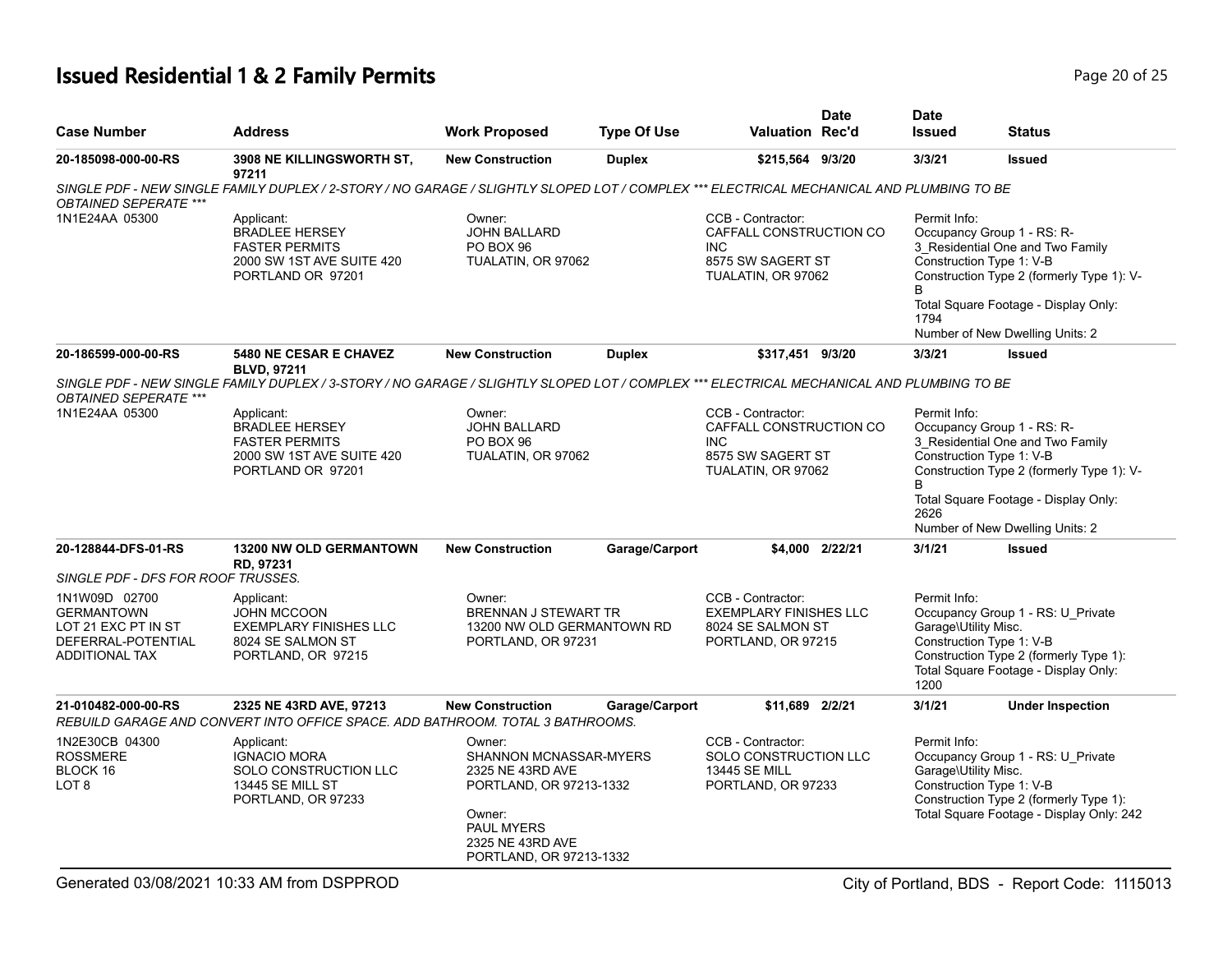# Issued Residential 1 & 2 Family Permits

| Case Number | Address | Work Proposed | Type Of Use | Valuation | Date Rec'd | Date Issued | Status |
|---|---|---|---|---|---|---|---|
| 20-185098-000-00-RS | 3908 NE KILLINGSWORTH ST, 97211 | New Construction | Duplex | $215,564 | 9/3/20 | 3/3/21 | Issued |

*SINGLE PDF - NEW SINGLE FAMILY DUPLEX / 2-STORY / NO GARAGE / SLIGHTLY SLOPED LOT / COMPLEX *** ELECTRICAL MECHANICAL AND PLUMBING TO BE OBTAINED SEPERATE ****

1N1E24AA 05300

Applicant: BRADLEE HERSEY, FASTER PERMITS, 2000 SW 1ST AVE SUITE 420, PORTLAND OR 97201

Owner: JOHN BALLARD, PO BOX 96, TUALATIN, OR 97062

CCB - Contractor: CAFFALL CONSTRUCTION CO INC, 8575 SW SAGERT ST, TUALATIN, OR 97062

Permit Info: Occupancy Group 1 - RS: R-3_Residential One and Two Family; Construction Type 1: V-B; Construction Type 2 (formerly Type 1): V-B; Total Square Footage - Display Only: 1794; Number of New Dwelling Units: 2

| Case Number | Address | Work Proposed | Type Of Use | Valuation | Date Rec'd | Date Issued | Status |
|---|---|---|---|---|---|---|---|
| 20-186599-000-00-RS | 5480 NE CESAR E CHAVEZ BLVD, 97211 | New Construction | Duplex | $317,451 | 9/3/20 | 3/3/21 | Issued |

*SINGLE PDF - NEW SINGLE FAMILY DUPLEX / 3-STORY / NO GARAGE / SLIGHTLY SLOPED LOT / COMPLEX *** ELECTRICAL MECHANICAL AND PLUMBING TO BE OBTAINED SEPERATE ****

1N1E24AA 05300

Applicant: BRADLEE HERSEY, FASTER PERMITS, 2000 SW 1ST AVE SUITE 420, PORTLAND OR 97201

Owner: JOHN BALLARD, PO BOX 96, TUALATIN, OR 97062

CCB - Contractor: CAFFALL CONSTRUCTION CO INC, 8575 SW SAGERT ST, TUALATIN, OR 97062

Permit Info: Occupancy Group 1 - RS: R-3_Residential One and Two Family; Construction Type 1: V-B; Construction Type 2 (formerly Type 1): V-B; Total Square Footage - Display Only: 2626; Number of New Dwelling Units: 2

| Case Number | Address | Work Proposed | Type Of Use | Valuation | Date Rec'd | Date Issued | Status |
|---|---|---|---|---|---|---|---|
| 20-128844-DFS-01-RS | 13200 NW OLD GERMANTOWN RD, 97231 | New Construction | Garage/Carport | $4,000 | 2/22/21 | 3/1/21 | Issued |

*SINGLE PDF - DFS FOR ROOF TRUSSES.*

1N1W09D 02700, GERMANTOWN, LOT 21 EXC PT IN ST, DEFERRAL-POTENTIAL ADDITIONAL TAX

Applicant: JOHN MCCOON, EXEMPLARY FINISHES LLC, 8024 SE SALMON ST, PORTLAND, OR 97215

Owner: BRENNAN J STEWART TR, 13200 NW OLD GERMANTOWN RD, PORTLAND, OR 97231

CCB - Contractor: EXEMPLARY FINISHES LLC, 8024 SE SALMON ST, PORTLAND, OR 97215

Permit Info: Occupancy Group 1 - RS: U_Private Garage\Utility Misc.; Construction Type 1: V-B; Construction Type 2 (formerly Type 1):; Total Square Footage - Display Only: 1200

| Case Number | Address | Work Proposed | Type Of Use | Valuation | Date Rec'd | Date Issued | Status |
|---|---|---|---|---|---|---|---|
| 21-010482-000-00-RS | 2325 NE 43RD AVE, 97213 | New Construction | Garage/Carport | $11,689 | 2/2/21 | 3/1/21 | Under Inspection |

*REBUILD GARAGE AND CONVERT INTO OFFICE SPACE. ADD BATHROOM. TOTAL 3 BATHROOMS.*

1N2E30CB 04300, ROSSMERE, BLOCK 16, LOT 8

Applicant: IGNACIO MORA, SOLO CONSTRUCTION LLC, 13445 SE MILL ST, PORTLAND, OR 97233

Owner: SHANNON MCNASSAR-MYERS, 2325 NE 43RD AVE, PORTLAND, OR 97213-1332

Owner: PAUL MYERS, 2325 NE 43RD AVE, PORTLAND, OR 97213-1332

CCB - Contractor: SOLO CONSTRUCTION LLC, 13445 SE MILL, PORTLAND, OR 97233

Permit Info: Occupancy Group 1 - RS: U_Private Garage\Utility Misc.; Construction Type 1: V-B; Construction Type 2 (formerly Type 1):; Total Square Footage - Display Only: 242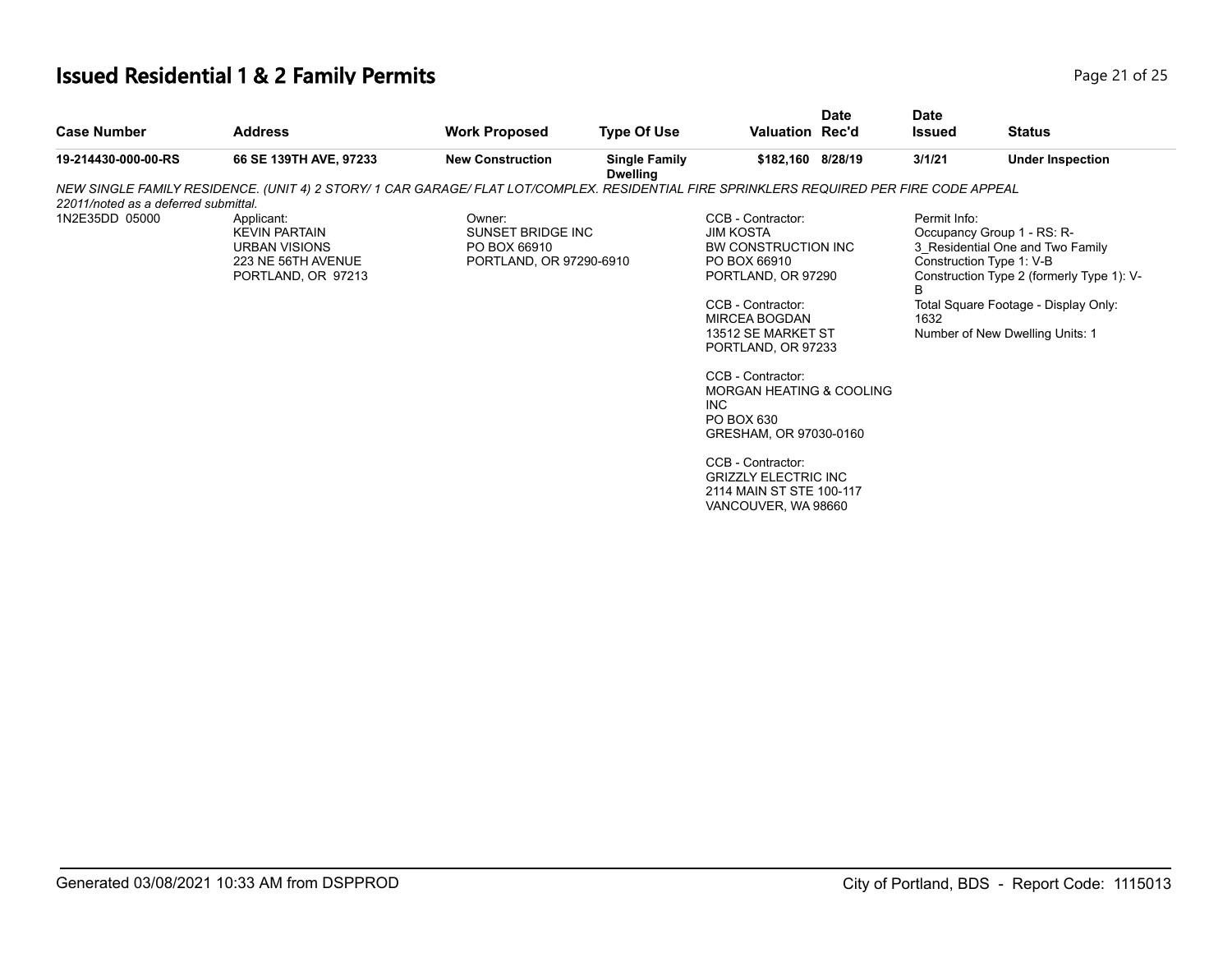# Issued Residential 1 & 2 Family Permits

| Case Number | Address | Work Proposed | Type Of Use | Valuation | Date Rec'd | Date Issued | Status |
|---|---|---|---|---|---|---|---|
| **19-214430-000-00-RS** | **66 SE 139TH AVE, 97233** | **New Construction** | **Single Family Dwelling** | **$182,160** | **8/28/19** | **3/1/21** | **Under Inspection** |

*NEW SINGLE FAMILY RESIDENCE. (UNIT 4) 2 STORY/ 1 CAR GARAGE/ FLAT LOT/COMPLEX. RESIDENTIAL FIRE SPRINKLERS REQUIRED PER FIRE CODE APPEAL 22011/noted as a deferred submittal.*

1N2E35DD 05000

Applicant:
KEVIN PARTAIN
URBAN VISIONS
223 NE 56TH AVENUE
PORTLAND, OR 97213

Owner:
SUNSET BRIDGE INC
PO BOX 66910
PORTLAND, OR 97290-6910

CCB - Contractor:
JIM KOSTA
BW CONSTRUCTION INC
PO BOX 66910
PORTLAND, OR 97290

CCB - Contractor:
MIRCEA BOGDAN
13512 SE MARKET ST
PORTLAND, OR 97233

CCB - Contractor:
MORGAN HEATING & COOLING INC
PO BOX 630
GRESHAM, OR 97030-0160

CCB - Contractor:
GRIZZLY ELECTRIC INC
2114 MAIN ST STE 100-117
VANCOUVER, WA 98660

Permit Info:
Occupancy Group 1 - RS: R-3_Residential One and Two Family
Construction Type 1: V-B
Construction Type 2 (formerly Type 1): V-B
Total Square Footage - Display Only: 1632
Number of New Dwelling Units: 1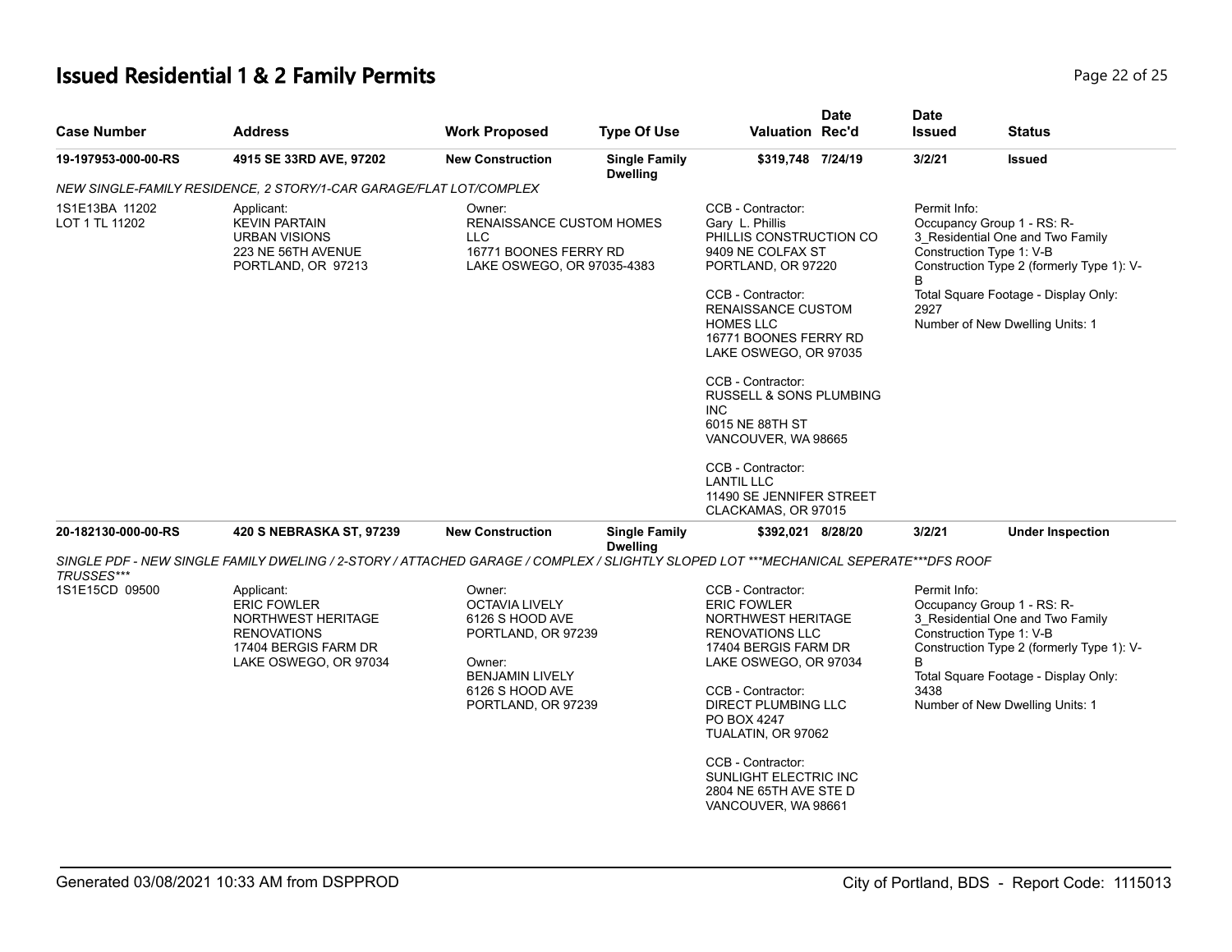# Issued Residential 1 & 2 Family Permits

| Case Number | Address | Work Proposed | Type Of Use | Valuation | Date Rec'd | Date Issued | Status |
|---|---|---|---|---|---|---|---|
| 19-197953-000-00-RS | 4915 SE 33RD AVE, 97202 | New Construction | Single Family Dwelling | $319,748 | 7/24/19 | 3/2/21 | Issued |

*NEW SINGLE-FAMILY RESIDENCE, 2 STORY/1-CAR GARAGE/FLAT LOT/COMPLEX*

1S1E13BA 11202
LOT 1 TL 11202

Applicant:
KEVIN PARTAIN
URBAN VISIONS
223 NE 56TH AVENUE
PORTLAND, OR 97213

Owner:
RENAISSANCE CUSTOM HOMES LLC
16771 BOONES FERRY RD
LAKE OSWEGO, OR 97035-4383

CCB - Contractor:
Gary L. Phillis
PHILLIS CONSTRUCTION CO
9409 NE COLFAX ST
PORTLAND, OR 97220

CCB - Contractor:
RENAISSANCE CUSTOM HOMES LLC
16771 BOONES FERRY RD
LAKE OSWEGO, OR 97035

CCB - Contractor:
RUSSELL & SONS PLUMBING INC
6015 NE 88TH ST
VANCOUVER, WA 98665

CCB - Contractor:
LANTIL LLC
11490 SE JENNIFER STREET
CLACKAMAS, OR 97015

Permit Info:
Occupancy Group 1 - RS: R-3_Residential One and Two Family
Construction Type 1: V-B
Construction Type 2 (formerly Type 1): V-B
Total Square Footage - Display Only: 2927
Number of New Dwelling Units: 1

| Case Number | Address | Work Proposed | Type Of Use | Valuation | Date Rec'd | Date Issued | Status |
|---|---|---|---|---|---|---|---|
| 20-182130-000-00-RS | 420 S NEBRASKA ST, 97239 | New Construction | Single Family Dwelling | $392,021 | 8/28/20 | 3/2/21 | Under Inspection |

*SINGLE PDF - NEW SINGLE FAMILY DWELING / 2-STORY / ATTACHED GARAGE / COMPLEX / SLIGHTLY SLOPED LOT ***MECHANICAL SEPERATE***DFS ROOF TRUSSES****

1S1E15CD 09500

Applicant:
ERIC FOWLER
NORTHWEST HERITAGE RENOVATIONS
17404 BERGIS FARM DR
LAKE OSWEGO, OR 97034

Owner:
OCTAVIA LIVELY
6126 S HOOD AVE
PORTLAND, OR 97239

Owner:
BENJAMIN LIVELY
6126 S HOOD AVE
PORTLAND, OR 97239

CCB - Contractor:
ERIC FOWLER
NORTHWEST HERITAGE RENOVATIONS LLC
17404 BERGIS FARM DR
LAKE OSWEGO, OR 97034

CCB - Contractor:
DIRECT PLUMBING LLC
PO BOX 4247
TUALATIN, OR 97062

CCB - Contractor:
SUNLIGHT ELECTRIC INC
2804 NE 65TH AVE STE D
VANCOUVER, WA 98661

Permit Info:
Occupancy Group 1 - RS: R-3_Residential One and Two Family
Construction Type 1: V-B
Construction Type 2 (formerly Type 1): V-B
Total Square Footage - Display Only: 3438
Number of New Dwelling Units: 1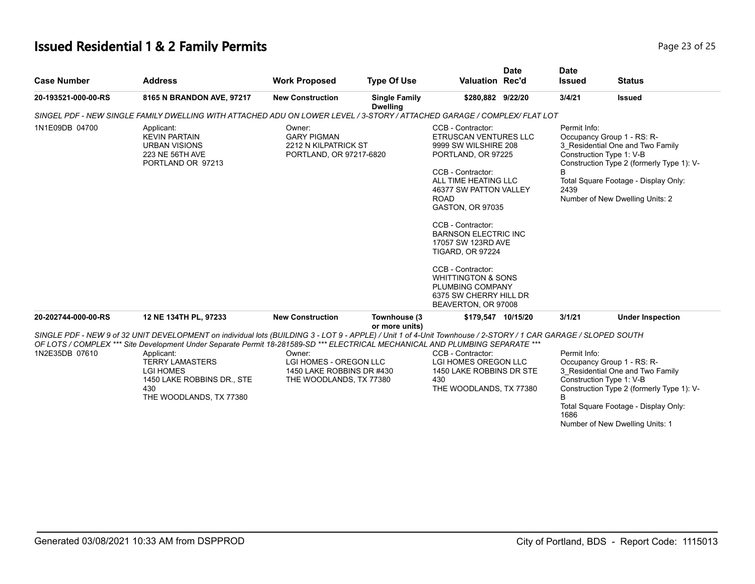# Issued Residential 1 & 2 Family Permits

| Case Number | Address | Work Proposed | Type Of Use | Valuation | Date Rec'd | Date Issued | Status |
|---|---|---|---|---|---|---|---|
| 20-193521-000-00-RS | 8165 N BRANDON AVE, 97217 | New Construction | Single Family Dwelling | $280,882 | 9/22/20 | 3/4/21 | Issued |

*SINGEL PDF - NEW SINGLE FAMILY DWELLING WITH ATTACHED ADU ON LOWER LEVEL / 3-STORY / ATTACHED GARAGE / COMPLEX/ FLAT LOT*

1N1E09DB 04700

Applicant:
KEVIN PARTAIN
URBAN VISIONS
223 NE 56TH AVE
PORTLAND OR 97213

Owner:
GARY PIGMAN
2212 N KILPATRICK ST
PORTLAND, OR 97217-6820

CCB - Contractor:
ETRUSCAN VENTURES LLC
9999 SW WILSHIRE 208
PORTLAND, OR 97225

CCB - Contractor:
ALL TIME HEATING LLC
46377 SW PATTON VALLEY ROAD
GASTON, OR 97035

CCB - Contractor:
BARNSON ELECTRIC INC
17057 SW 123RD AVE
TIGARD, OR 97224

CCB - Contractor:
WHITTINGTON & SONS PLUMBING COMPANY
6375 SW CHERRY HILL DR
BEAVERTON, OR 97008

Permit Info:
Occupancy Group 1 - RS: R-3_Residential One and Two Family
Construction Type 1: V-B
Construction Type 2 (formerly Type 1): V-B
Total Square Footage - Display Only: 2439
Number of New Dwelling Units: 2

| Case Number | Address | Work Proposed | Type Of Use | Valuation | Date Rec'd | Date Issued | Status |
|---|---|---|---|---|---|---|---|
| 20-202744-000-00-RS | 12 NE 134TH PL, 97233 | New Construction | Townhouse (3 or more units) | $179,547 | 10/15/20 | 3/1/21 | Under Inspection |

*SINGLE PDF - NEW 9 of 32 UNIT DEVELOPMENT on individual lots (BUILDING 3 - LOT 9 - APPLE) / Unit 1 of 4-Unit Townhouse / 2-STORY / 1 CAR GARAGE / SLOPED SOUTH OF LOTS / COMPLEX *** Site Development Under Separate Permit 18-281589-SD *** ELECTRICAL MECHANICAL AND PLUMBING SEPARATE ****

1N2E35DB 07610

Applicant:
TERRY LAMASTERS
LGI HOMES
1450 LAKE ROBBINS DR., STE 430
THE WOODLANDS, TX 77380

Owner:
LGI HOMES - OREGON LLC
1450 LAKE ROBBINS DR #430
THE WOODLANDS, TX 77380

CCB - Contractor:
LGI HOMES OREGON LLC
1450 LAKE ROBBINS DR STE 430
THE WOODLANDS, TX 77380

Permit Info:
Occupancy Group 1 - RS: R-3_Residential One and Two Family
Construction Type 1: V-B
Construction Type 2 (formerly Type 1): V-B
Total Square Footage - Display Only: 1686
Number of New Dwelling Units: 1

Generated 03/08/2021 10:33 AM from DSPPROD — City of Portland, BDS - Report Code: 1115013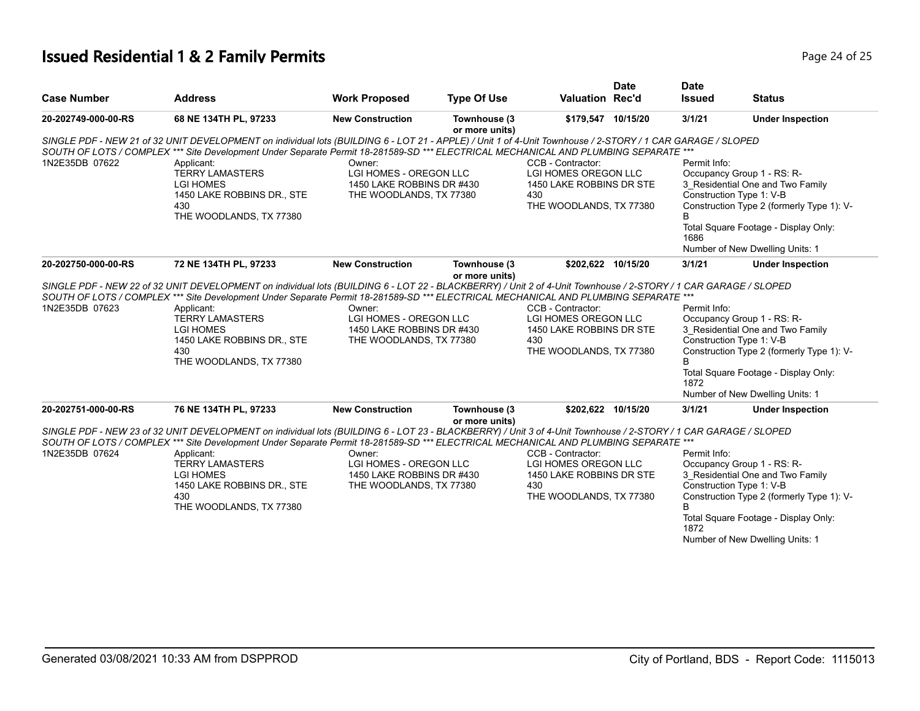# Issued Residential 1 & 2 Family Permits

| Case Number | Address | Work Proposed | Type Of Use | Valuation | Date Rec'd | Date Issued | Status |
|---|---|---|---|---|---|---|---|
| 20-202749-000-00-RS | 68 NE 134TH PL, 97233 | New Construction | Townhouse (3 or more units) | $179,547 | 10/15/20 | 3/1/21 | Under Inspection |

*SINGLE PDF - NEW 21 of 32 UNIT DEVELOPMENT on individual lots (BUILDING 6 - LOT 21 - APPLE) / Unit 1 of 4-Unit Townhouse / 2-STORY / 1 CAR GARAGE / SLOPED SOUTH OF LOTS / COMPLEX *** Site Development Under Separate Permit 18-281589-SD *** ELECTRICAL MECHANICAL AND PLUMBING SEPARATE ****

1N2E35DB 07622

Applicant:
TERRY LAMASTERS
LGI HOMES
1450 LAKE ROBBINS DR., STE 430
THE WOODLANDS, TX 77380

Owner:
LGI HOMES - OREGON LLC
1450 LAKE ROBBINS DR #430
THE WOODLANDS, TX 77380

CCB - Contractor:
LGI HOMES OREGON LLC
1450 LAKE ROBBINS DR STE 430
THE WOODLANDS, TX 77380

Permit Info:
Occupancy Group 1 - RS: R-3_Residential One and Two Family
Construction Type 1: V-B
Construction Type 2 (formerly Type 1): V-B
Total Square Footage - Display Only: 1686
Number of New Dwelling Units: 1

| Case Number | Address | Work Proposed | Type Of Use | Valuation | Date Rec'd | Date Issued | Status |
|---|---|---|---|---|---|---|---|
| 20-202750-000-00-RS | 72 NE 134TH PL, 97233 | New Construction | Townhouse (3 or more units) | $202,622 | 10/15/20 | 3/1/21 | Under Inspection |

*SINGLE PDF - NEW 22 of 32 UNIT DEVELOPMENT on individual lots (BUILDING 6 - LOT 22 - BLACKBERRY) / Unit 2 of 4-Unit Townhouse / 2-STORY / 1 CAR GARAGE / SLOPED SOUTH OF LOTS / COMPLEX *** Site Development Under Separate Permit 18-281589-SD *** ELECTRICAL MECHANICAL AND PLUMBING SEPARATE ****

1N2E35DB 07623

Applicant:
TERRY LAMASTERS
LGI HOMES
1450 LAKE ROBBINS DR., STE 430
THE WOODLANDS, TX 77380

Owner:
LGI HOMES - OREGON LLC
1450 LAKE ROBBINS DR #430
THE WOODLANDS, TX 77380

CCB - Contractor:
LGI HOMES OREGON LLC
1450 LAKE ROBBINS DR STE 430
THE WOODLANDS, TX 77380

Permit Info:
Occupancy Group 1 - RS: R-3_Residential One and Two Family
Construction Type 1: V-B
Construction Type 2 (formerly Type 1): V-B
Total Square Footage - Display Only: 1872
Number of New Dwelling Units: 1

| Case Number | Address | Work Proposed | Type Of Use | Valuation | Date Rec'd | Date Issued | Status |
|---|---|---|---|---|---|---|---|
| 20-202751-000-00-RS | 76 NE 134TH PL, 97233 | New Construction | Townhouse (3 or more units) | $202,622 | 10/15/20 | 3/1/21 | Under Inspection |

*SINGLE PDF - NEW 23 of 32 UNIT DEVELOPMENT on individual lots (BUILDING 6 - LOT 23 - BLACKBERRY) / Unit 3 of 4-Unit Townhouse / 2-STORY / 1 CAR GARAGE / SLOPED SOUTH OF LOTS / COMPLEX *** Site Development Under Separate Permit 18-281589-SD *** ELECTRICAL MECHANICAL AND PLUMBING SEPARATE ****

1N2E35DB 07624

Applicant:
TERRY LAMASTERS
LGI HOMES
1450 LAKE ROBBINS DR., STE 430
THE WOODLANDS, TX 77380

Owner:
LGI HOMES - OREGON LLC
1450 LAKE ROBBINS DR #430
THE WOODLANDS, TX 77380

CCB - Contractor:
LGI HOMES OREGON LLC
1450 LAKE ROBBINS DR STE 430
THE WOODLANDS, TX 77380

Permit Info:
Occupancy Group 1 - RS: R-3_Residential One and Two Family
Construction Type 1: V-B
Construction Type 2 (formerly Type 1): V-B
Total Square Footage - Display Only: 1872
Number of New Dwelling Units: 1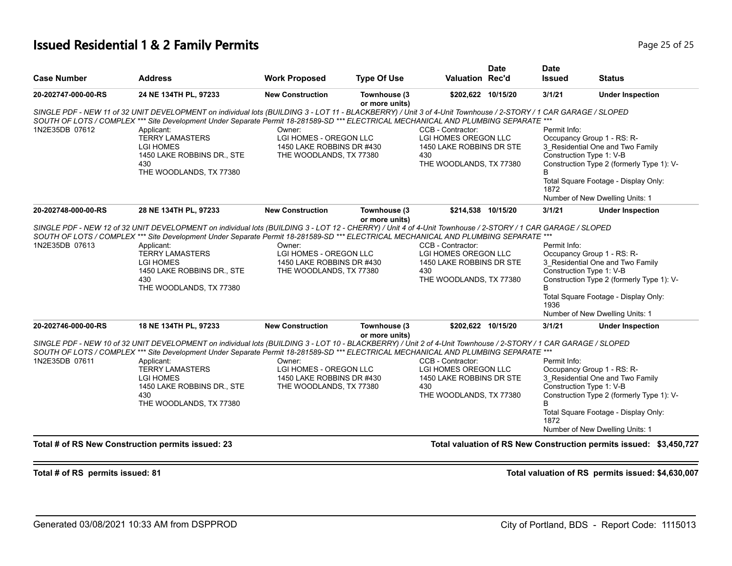## Issued Residential 1 & 2 Family Permits

| Case Number | Address | Work Proposed | Type Of Use | Valuation | Date Rec'd | Date Issued | Status |
|---|---|---|---|---|---|---|---|
| 20-202747-000-00-RS | 24 NE 134TH PL, 97233 | New Construction | Townhouse (3 or more units) | $202,622 | 10/15/20 | 3/1/21 | Under Inspection |

*SINGLE PDF - NEW 11 of 32 UNIT DEVELOPMENT on individual lots (BUILDING 3 - LOT 11 - BLACKBERRY) / Unit 3 of 4-Unit Townhouse / 2-STORY / 1 CAR GARAGE / SLOPED SOUTH OF LOTS / COMPLEX *** Site Development Under Separate Permit 18-281589-SD *** ELECTRICAL MECHANICAL AND PLUMBING SEPARATE ****

1N2E35DB 07612

Applicant:
TERRY LAMASTERS
LGI HOMES
1450 LAKE ROBBINS DR., STE 430
THE WOODLANDS, TX 77380

Owner:
LGI HOMES - OREGON LLC
1450 LAKE ROBBINS DR #430
THE WOODLANDS, TX 77380

CCB - Contractor:
LGI HOMES OREGON LLC
1450 LAKE ROBBINS DR STE 430
THE WOODLANDS, TX 77380

Permit Info:
Occupancy Group 1 - RS: R-3_Residential One and Two Family
Construction Type 1: V-B
Construction Type 2 (formerly Type 1): V-B
Total Square Footage - Display Only: 1872
Number of New Dwelling Units: 1

| Case Number | Address | Work Proposed | Type Of Use | Valuation | Date Rec'd | Date Issued | Status |
|---|---|---|---|---|---|---|---|
| 20-202748-000-00-RS | 28 NE 134TH PL, 97233 | New Construction | Townhouse (3 or more units) | $214,538 | 10/15/20 | 3/1/21 | Under Inspection |

*SINGLE PDF - NEW 12 of 32 UNIT DEVELOPMENT on individual lots (BUILDING 3 - LOT 12 - CHERRY) / Unit 4 of 4-Unit Townhouse / 2-STORY / 1 CAR GARAGE / SLOPED SOUTH OF LOTS / COMPLEX *** Site Development Under Separate Permit 18-281589-SD *** ELECTRICAL MECHANICAL AND PLUMBING SEPARATE ****

1N2E35DB 07613

Applicant:
TERRY LAMASTERS
LGI HOMES
1450 LAKE ROBBINS DR., STE 430
THE WOODLANDS, TX 77380

Owner:
LGI HOMES - OREGON LLC
1450 LAKE ROBBINS DR #430
THE WOODLANDS, TX 77380

CCB - Contractor:
LGI HOMES OREGON LLC
1450 LAKE ROBBINS DR STE 430
THE WOODLANDS, TX 77380

Permit Info:
Occupancy Group 1 - RS: R-3_Residential One and Two Family
Construction Type 1: V-B
Construction Type 2 (formerly Type 1): V-B
Total Square Footage - Display Only: 1936
Number of New Dwelling Units: 1

| Case Number | Address | Work Proposed | Type Of Use | Valuation | Date Rec'd | Date Issued | Status |
|---|---|---|---|---|---|---|---|
| 20-202746-000-00-RS | 18 NE 134TH PL, 97233 | New Construction | Townhouse (3 or more units) | $202,622 | 10/15/20 | 3/1/21 | Under Inspection |

*SINGLE PDF - NEW 10 of 32 UNIT DEVELOPMENT on individual lots (BUILDING 3 - LOT 10 - BLACKBERRY) / Unit 2 of 4-Unit Townhouse / 2-STORY / 1 CAR GARAGE / SLOPED SOUTH OF LOTS / COMPLEX *** Site Development Under Separate Permit 18-281589-SD *** ELECTRICAL MECHANICAL AND PLUMBING SEPARATE ****

1N2E35DB 07611

Applicant:
TERRY LAMASTERS
LGI HOMES
1450 LAKE ROBBINS DR., STE 430
THE WOODLANDS, TX 77380

Owner:
LGI HOMES - OREGON LLC
1450 LAKE ROBBINS DR #430
THE WOODLANDS, TX 77380

CCB - Contractor:
LGI HOMES OREGON LLC
1450 LAKE ROBBINS DR STE 430
THE WOODLANDS, TX 77380

Permit Info:
Occupancy Group 1 - RS: R-3_Residential One and Two Family
Construction Type 1: V-B
Construction Type 2 (formerly Type 1): V-B
Total Square Footage - Display Only: 1872
Number of New Dwelling Units: 1

**Total # of RS New Construction permits issued: 23**

**Total valuation of RS New Construction permits issued: $3,450,727**

**Total # of RS permits issued: 81**

**Total valuation of RS permits issued: $4,630,007**